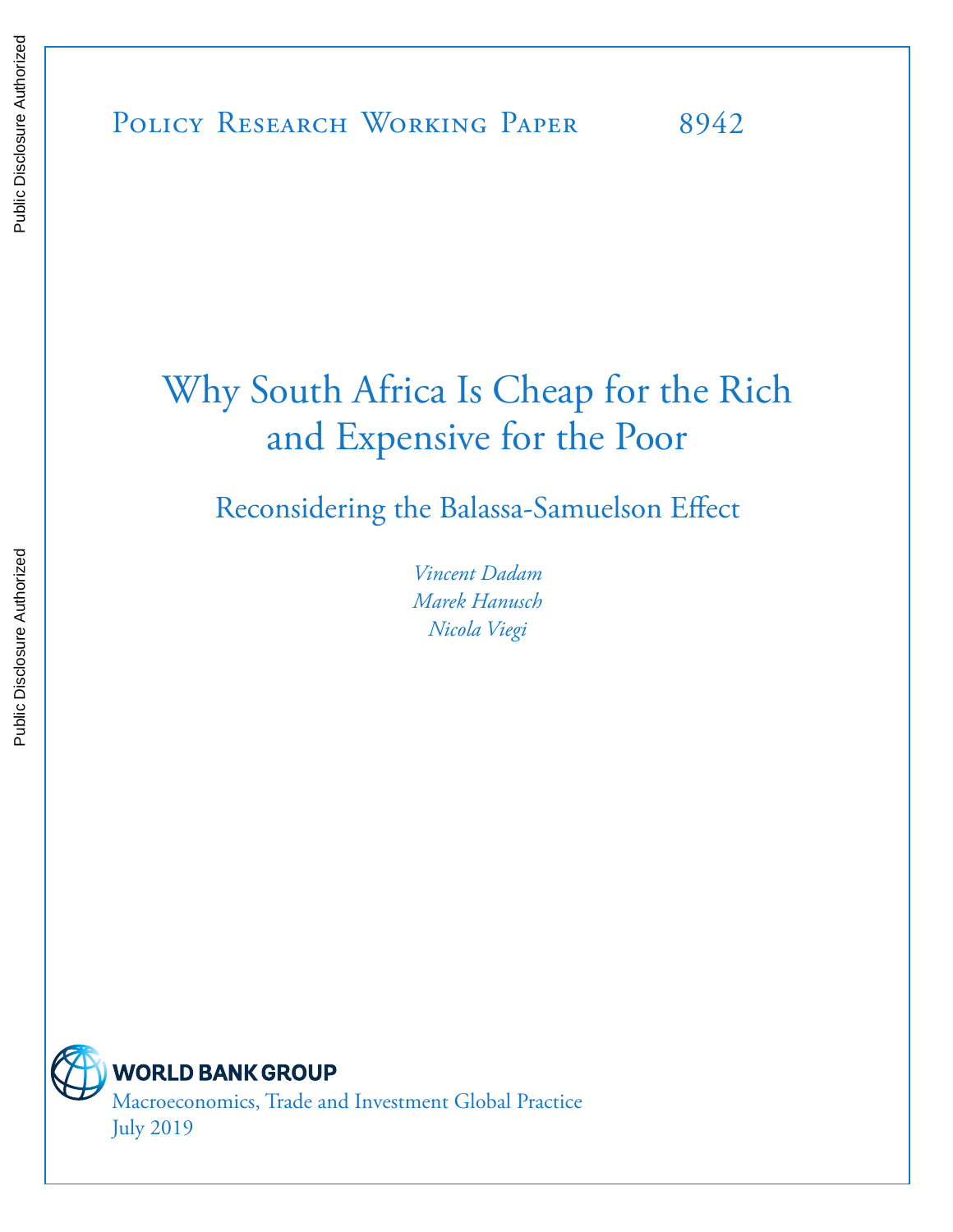Policy Research Working Paper 8942

# Why South Africa Is Cheap for the Rich and Expensive for the Poor

## Reconsidering the Balassa-Samuelson Effect

*Vincent Dadam*
*Marek Hanusch*
*Nicola Viegi*

WORLD BANK GROUP

Macroeconomics, Trade and Investment Global Practice
July 2019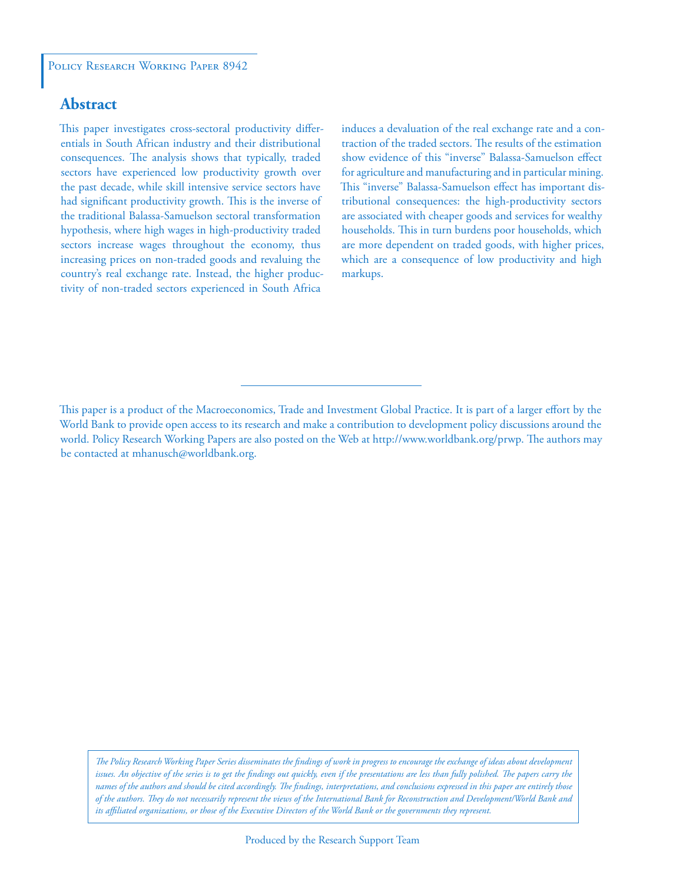Policy Research Working Paper 8942

## Abstract

This paper investigates cross-sectoral productivity differentials in South African industry and their distributional consequences. The analysis shows that typically, traded sectors have experienced low productivity growth over the past decade, while skill intensive service sectors have had significant productivity growth. This is the inverse of the traditional Balassa-Samuelson sectoral transformation hypothesis, where high wages in high-productivity traded sectors increase wages throughout the economy, thus increasing prices on non-traded goods and revaluing the country's real exchange rate. Instead, the higher productivity of non-traded sectors experienced in South Africa induces a devaluation of the real exchange rate and a contraction of the traded sectors. The results of the estimation show evidence of this "inverse" Balassa-Samuelson effect for agriculture and manufacturing and in particular mining. This "inverse" Balassa-Samuelson effect has important distributional consequences: the high-productivity sectors are associated with cheaper goods and services for wealthy households. This in turn burdens poor households, which are more dependent on traded goods, with higher prices, which are a consequence of low productivity and high markups.

This paper is a product of the Macroeconomics, Trade and Investment Global Practice. It is part of a larger effort by the World Bank to provide open access to its research and make a contribution to development policy discussions around the world. Policy Research Working Papers are also posted on the Web at http://www.worldbank.org/prwp. The authors may be contacted at mhanusch@worldbank.org.

*The Policy Research Working Paper Series disseminates the findings of work in progress to encourage the exchange of ideas about development issues. An objective of the series is to get the findings out quickly, even if the presentations are less than fully polished. The papers carry the names of the authors and should be cited accordingly. The findings, interpretations, and conclusions expressed in this paper are entirely those of the authors. They do not necessarily represent the views of the International Bank for Reconstruction and Development/World Bank and its affiliated organizations, or those of the Executive Directors of the World Bank or the governments they represent.*

Produced by the Research Support Team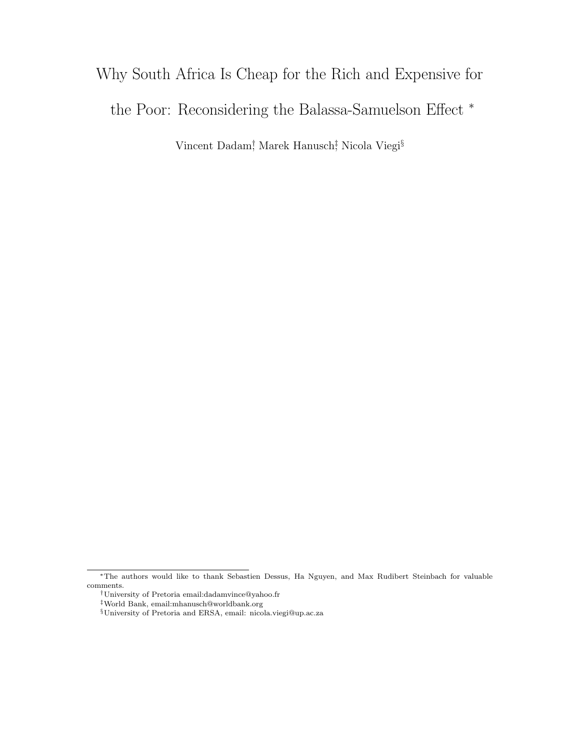# Why South Africa Is Cheap for the Rich and Expensive for the Poor: Reconsidering the Balassa-Samuelson Effect [*]

Vincent Dadam[†], Marek Hanusch[‡], Nicola Viegi[§]

---

[*] The authors would like to thank Sebastien Dessus, Ha Nguyen, and Max Rudibert Steinbach for valuable comments.

[†] University of Pretoria email:dadamvince@yahoo.fr

[‡] World Bank, email:mhanusch@worldbank.org

[§] University of Pretoria and ERSA, email: nicola.viegi@up.ac.za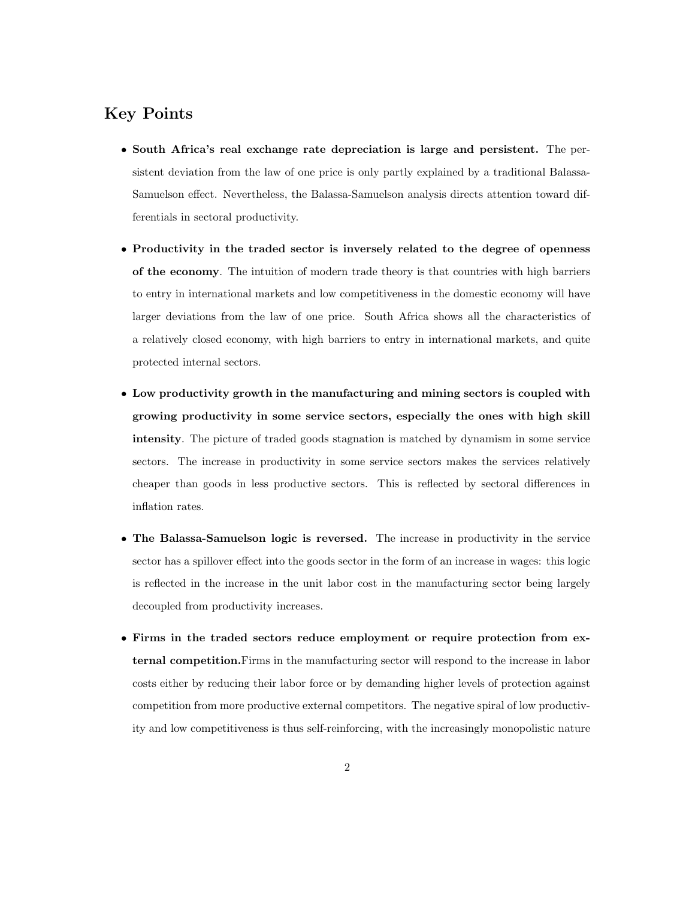## Key Points

- **South Africa's real exchange rate depreciation is large and persistent.** The persistent deviation from the law of one price is only partly explained by a traditional Balassa-Samuelson effect. Nevertheless, the Balassa-Samuelson analysis directs attention toward differentials in sectoral productivity.

- **Productivity in the traded sector is inversely related to the degree of openness of the economy**. The intuition of modern trade theory is that countries with high barriers to entry in international markets and low competitiveness in the domestic economy will have larger deviations from the law of one price. South Africa shows all the characteristics of a relatively closed economy, with high barriers to entry in international markets, and quite protected internal sectors.

- **Low productivity growth in the manufacturing and mining sectors is coupled with growing productivity in some service sectors, especially the ones with high skill intensity**. The picture of traded goods stagnation is matched by dynamism in some service sectors. The increase in productivity in some service sectors makes the services relatively cheaper than goods in less productive sectors. This is reflected by sectoral differences in inflation rates.

- **The Balassa-Samuelson logic is reversed.** The increase in productivity in the service sector has a spillover effect into the goods sector in the form of an increase in wages: this logic is reflected in the increase in the unit labor cost in the manufacturing sector being largely decoupled from productivity increases.

- **Firms in the traded sectors reduce employment or require protection from external competition.**Firms in the manufacturing sector will respond to the increase in labor costs either by reducing their labor force or by demanding higher levels of protection against competition from more productive external competitors. The negative spiral of low productivity and low competitiveness is thus self-reinforcing, with the increasingly monopolistic nature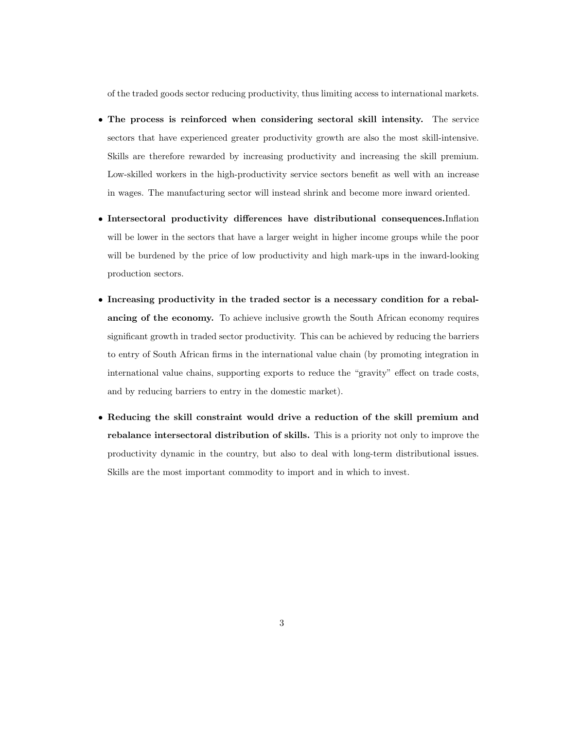of the traded goods sector reducing productivity, thus limiting access to international markets.

- **The process is reinforced when considering sectoral skill intensity.** The service sectors that have experienced greater productivity growth are also the most skill-intensive. Skills are therefore rewarded by increasing productivity and increasing the skill premium. Low-skilled workers in the high-productivity service sectors benefit as well with an increase in wages. The manufacturing sector will instead shrink and become more inward oriented.

- **Intersectoral productivity differences have distributional consequences.**Inflation will be lower in the sectors that have a larger weight in higher income groups while the poor will be burdened by the price of low productivity and high mark-ups in the inward-looking production sectors.

- **Increasing productivity in the traded sector is a necessary condition for a rebalancing of the economy.** To achieve inclusive growth the South African economy requires significant growth in traded sector productivity. This can be achieved by reducing the barriers to entry of South African firms in the international value chain (by promoting integration in international value chains, supporting exports to reduce the "gravity" effect on trade costs, and by reducing barriers to entry in the domestic market).

- **Reducing the skill constraint would drive a reduction of the skill premium and rebalance intersectoral distribution of skills.** This is a priority not only to improve the productivity dynamic in the country, but also to deal with long-term distributional issues. Skills are the most important commodity to import and in which to invest.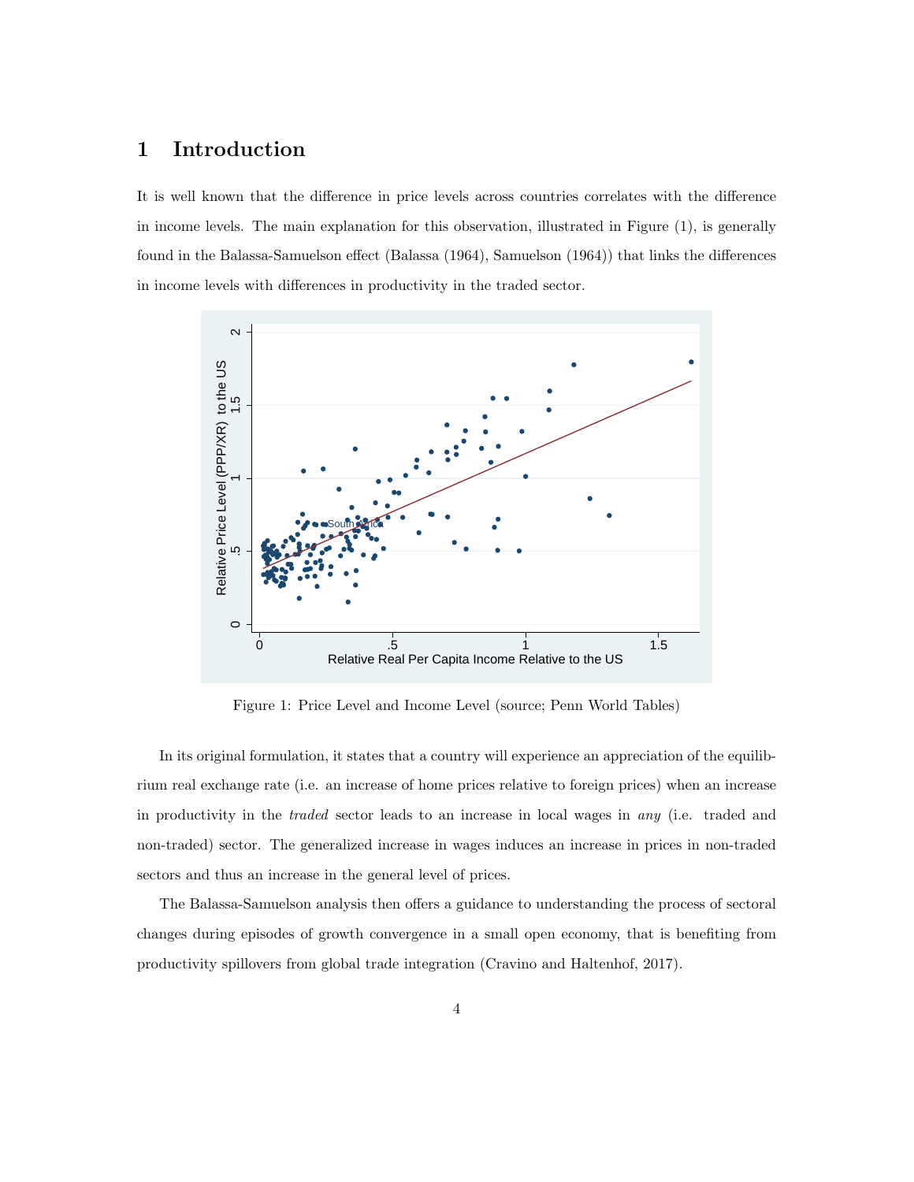# 1 Introduction

It is well known that the difference in price levels across countries correlates with the difference in income levels. The main explanation for this observation, illustrated in Figure (1), is generally found in the Balassa-Samuelson effect (Balassa (1964), Samuelson (1964)) that links the differences in income levels with differences in productivity in the traded sector.

Figure 1: Price Level and Income Level (source; Penn World Tables)

In its original formulation, it states that a country will experience an appreciation of the equilibrium real exchange rate (i.e. an increase of home prices relative to foreign prices) when an increase in productivity in the *traded* sector leads to an increase in local wages in *any* (i.e. traded and non-traded) sector. The generalized increase in wages induces an increase in prices in non-traded sectors and thus an increase in the general level of prices.

The Balassa-Samuelson analysis then offers a guidance to understanding the process of sectoral changes during episodes of growth convergence in a small open economy, that is benefiting from productivity spillovers from global trade integration (Cravino and Haltenhof, 2017).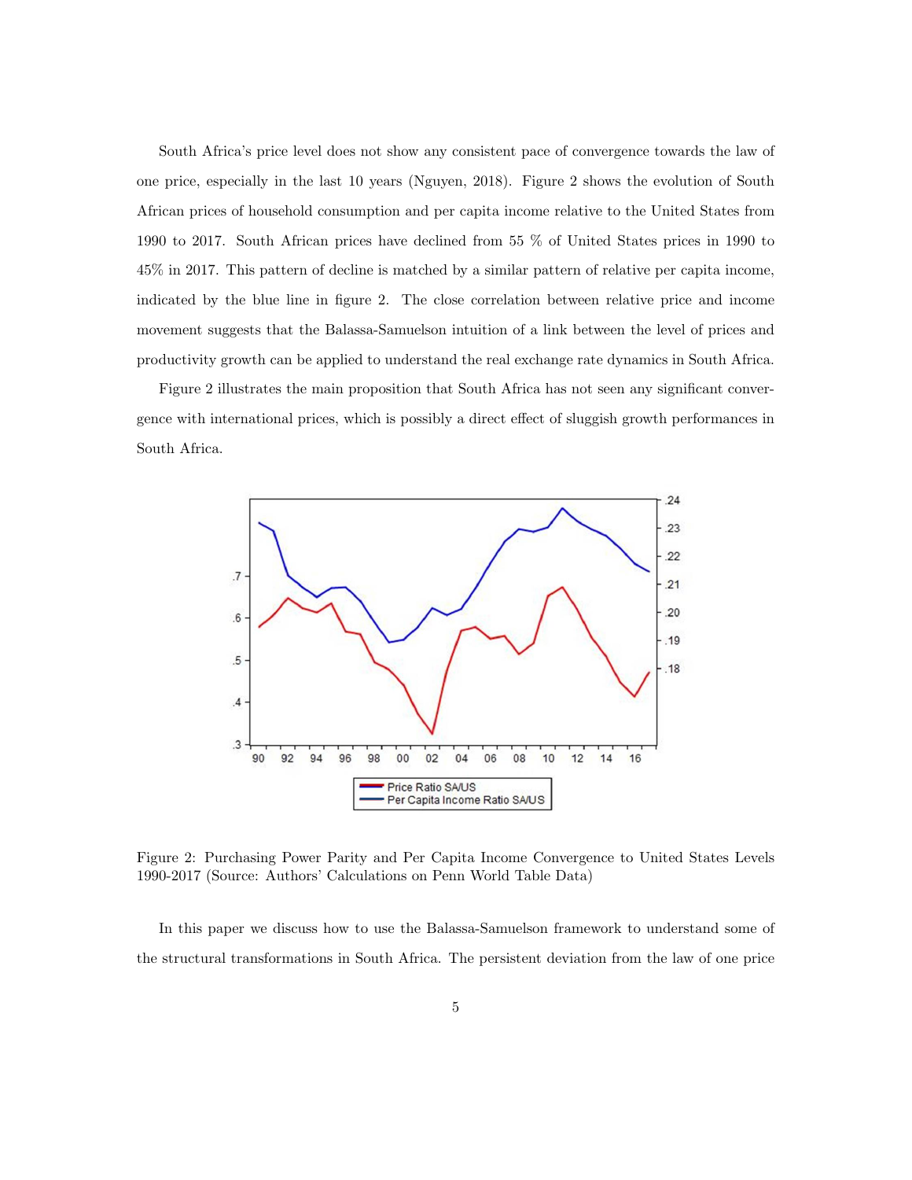South Africa's price level does not show any consistent pace of convergence towards the law of one price, especially in the last 10 years (Nguyen, 2018). Figure 2 shows the evolution of South African prices of household consumption and per capita income relative to the United States from 1990 to 2017. South African prices have declined from 55 % of United States prices in 1990 to 45% in 2017. This pattern of decline is matched by a similar pattern of relative per capita income, indicated by the blue line in figure 2. The close correlation between relative price and income movement suggests that the Balassa-Samuelson intuition of a link between the level of prices and productivity growth can be applied to understand the real exchange rate dynamics in South Africa.

Figure 2 illustrates the main proposition that South Africa has not seen any significant convergence with international prices, which is possibly a direct effect of sluggish growth performances in South Africa.

Figure 2: Purchasing Power Parity and Per Capita Income Convergence to United States Levels 1990-2017 (Source: Authors' Calculations on Penn World Table Data)

In this paper we discuss how to use the Balassa-Samuelson framework to understand some of the structural transformations in South Africa. The persistent deviation from the law of one price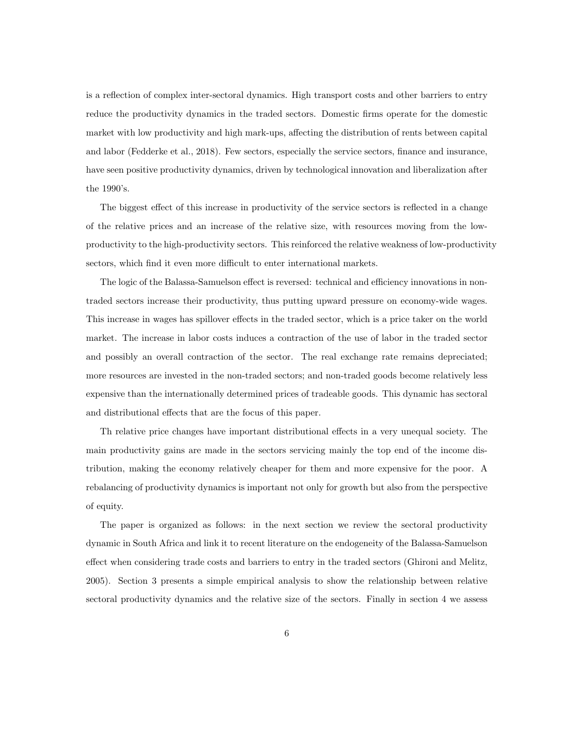is a reflection of complex inter-sectoral dynamics. High transport costs and other barriers to entry reduce the productivity dynamics in the traded sectors. Domestic firms operate for the domestic market with low productivity and high mark-ups, affecting the distribution of rents between capital and labor (Fedderke et al., 2018). Few sectors, especially the service sectors, finance and insurance, have seen positive productivity dynamics, driven by technological innovation and liberalization after the 1990's.

The biggest effect of this increase in productivity of the service sectors is reflected in a change of the relative prices and an increase of the relative size, with resources moving from the low-productivity to the high-productivity sectors. This reinforced the relative weakness of low-productivity sectors, which find it even more difficult to enter international markets.

The logic of the Balassa-Samuelson effect is reversed: technical and efficiency innovations in non-traded sectors increase their productivity, thus putting upward pressure on economy-wide wages. This increase in wages has spillover effects in the traded sector, which is a price taker on the world market. The increase in labor costs induces a contraction of the use of labor in the traded sector and possibly an overall contraction of the sector. The real exchange rate remains depreciated; more resources are invested in the non-traded sectors; and non-traded goods become relatively less expensive than the internationally determined prices of tradeable goods. This dynamic has sectoral and distributional effects that are the focus of this paper.

Th relative price changes have important distributional effects in a very unequal society. The main productivity gains are made in the sectors servicing mainly the top end of the income distribution, making the economy relatively cheaper for them and more expensive for the poor. A rebalancing of productivity dynamics is important not only for growth but also from the perspective of equity.

The paper is organized as follows: in the next section we review the sectoral productivity dynamic in South Africa and link it to recent literature on the endogeneity of the Balassa-Samuelson effect when considering trade costs and barriers to entry in the traded sectors (Ghironi and Melitz, 2005). Section 3 presents a simple empirical analysis to show the relationship between relative sectoral productivity dynamics and the relative size of the sectors. Finally in section 4 we assess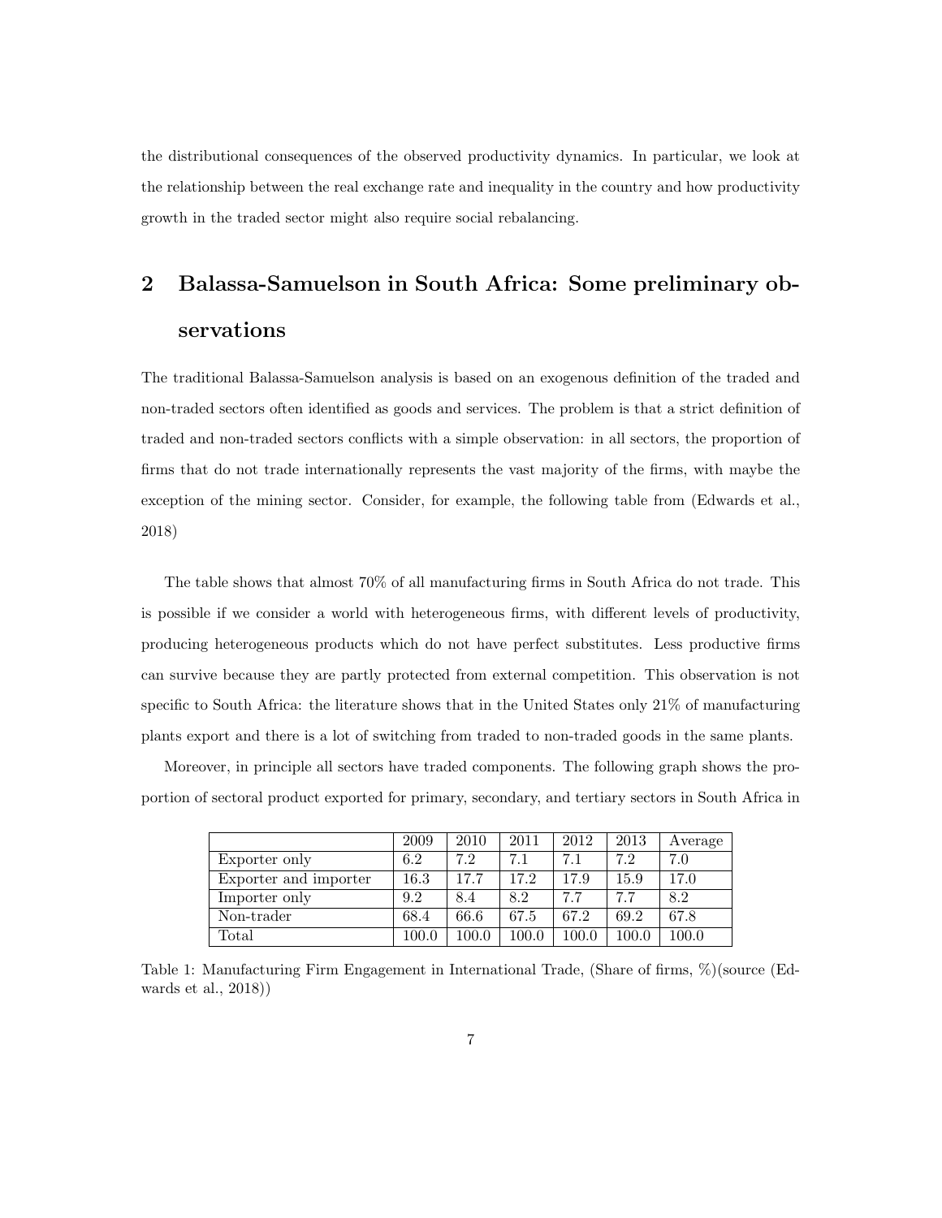the distributional consequences of the observed productivity dynamics. In particular, we look at the relationship between the real exchange rate and inequality in the country and how productivity growth in the traded sector might also require social rebalancing.

## 2 Balassa-Samuelson in South Africa: Some preliminary observations

The traditional Balassa-Samuelson analysis is based on an exogenous definition of the traded and non-traded sectors often identified as goods and services. The problem is that a strict definition of traded and non-traded sectors conflicts with a simple observation: in all sectors, the proportion of firms that do not trade internationally represents the vast majority of the firms, with maybe the exception of the mining sector. Consider, for example, the following table from (Edwards et al., 2018)

The table shows that almost 70% of all manufacturing firms in South Africa do not trade. This is possible if we consider a world with heterogeneous firms, with different levels of productivity, producing heterogeneous products which do not have perfect substitutes. Less productive firms can survive because they are partly protected from external competition. This observation is not specific to South Africa: the literature shows that in the United States only 21% of manufacturing plants export and there is a lot of switching from traded to non-traded goods in the same plants.

Moreover, in principle all sectors have traded components. The following graph shows the proportion of sectoral product exported for primary, secondary, and tertiary sectors in South Africa in

| | 2009 | 2010 | 2011 | 2012 | 2013 | Average |
|---|---|---|---|---|---|---|
| Exporter only | 6.2 | 7.2 | 7.1 | 7.1 | 7.2 | 7.0 |
| Exporter and importer | 16.3 | 17.7 | 17.2 | 17.9 | 15.9 | 17.0 |
| Importer only | 9.2 | 8.4 | 8.2 | 7.7 | 7.7 | 8.2 |
| Non-trader | 68.4 | 66.6 | 67.5 | 67.2 | 69.2 | 67.8 |
| Total | 100.0 | 100.0 | 100.0 | 100.0 | 100.0 | 100.0 |

Table 1: Manufacturing Firm Engagement in International Trade, (Share of firms, %)(source (Edwards et al., 2018))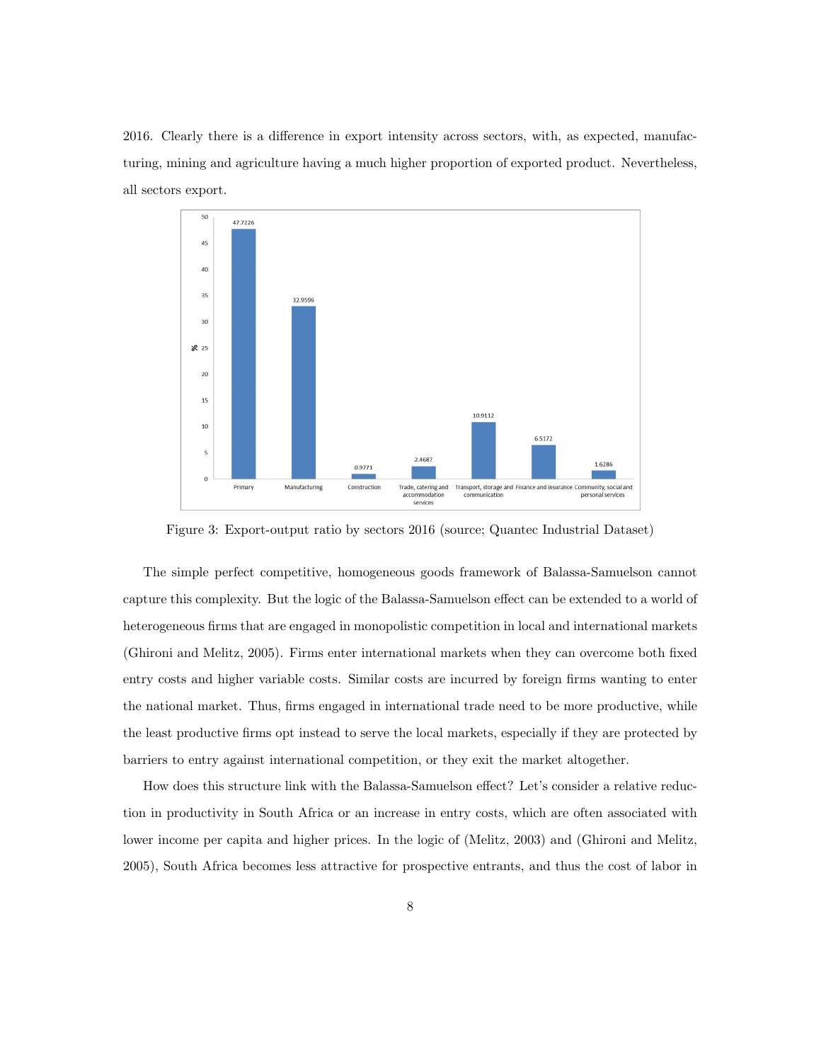2016. Clearly there is a difference in export intensity across sectors, with, as expected, manufacturing, mining and agriculture having a much higher proportion of exported product. Nevertheless, all sectors export.

Figure 3: Export-output ratio by sectors 2016 (source; Quantec Industrial Dataset)

The simple perfect competitive, homogeneous goods framework of Balassa-Samuelson cannot capture this complexity. But the logic of the Balassa-Samuelson effect can be extended to a world of heterogeneous firms that are engaged in monopolistic competition in local and international markets (Ghironi and Melitz, 2005). Firms enter international markets when they can overcome both fixed entry costs and higher variable costs. Similar costs are incurred by foreign firms wanting to enter the national market. Thus, firms engaged in international trade need to be more productive, while the least productive firms opt instead to serve the local markets, especially if they are protected by barriers to entry against international competition, or they exit the market altogether.

How does this structure link with the Balassa-Samuelson effect? Let's consider a relative reduction in productivity in South Africa or an increase in entry costs, which are often associated with lower income per capita and higher prices. In the logic of (Melitz, 2003) and (Ghironi and Melitz, 2005), South Africa becomes less attractive for prospective entrants, and thus the cost of labor in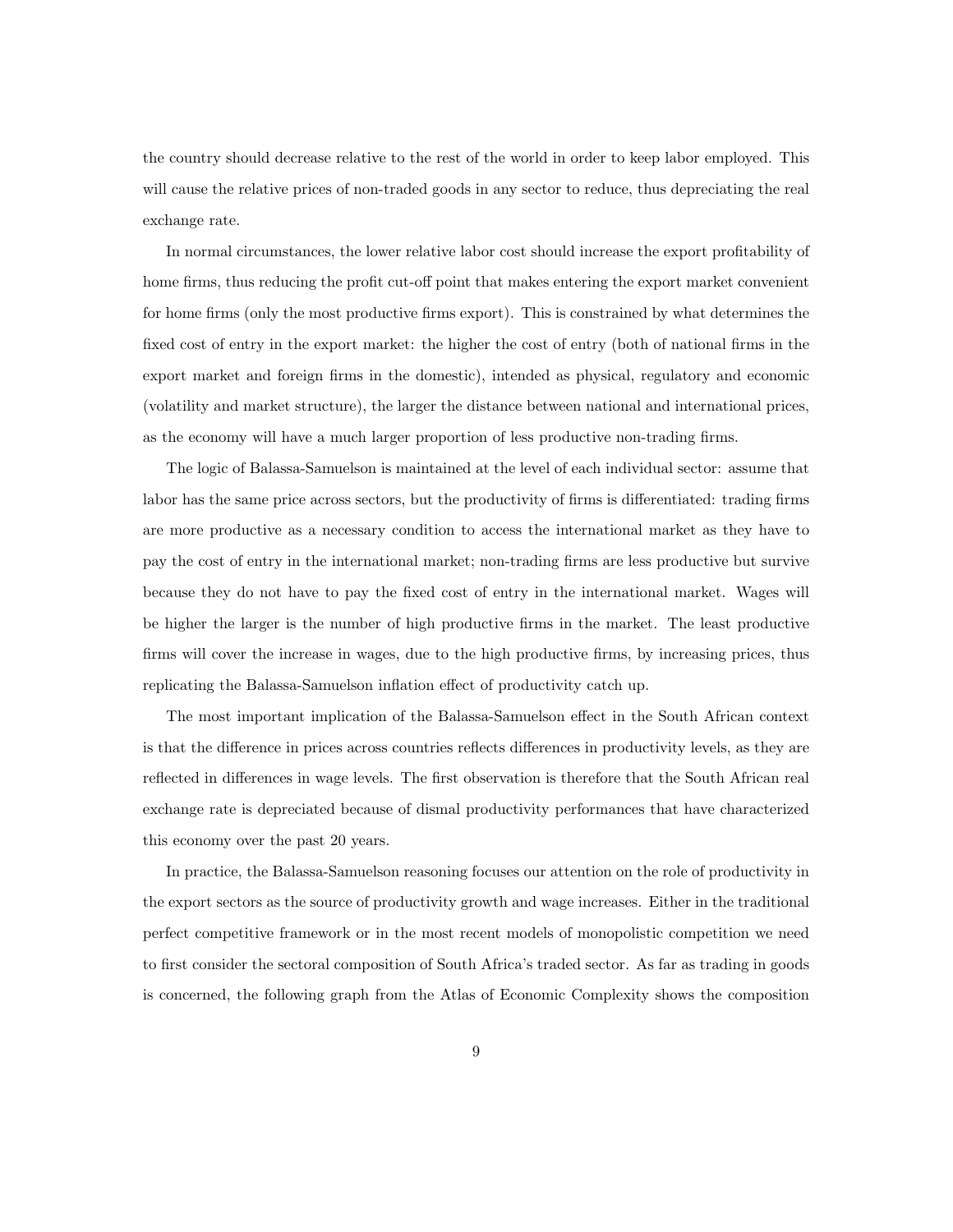the country should decrease relative to the rest of the world in order to keep labor employed. This will cause the relative prices of non-traded goods in any sector to reduce, thus depreciating the real exchange rate.

In normal circumstances, the lower relative labor cost should increase the export profitability of home firms, thus reducing the profit cut-off point that makes entering the export market convenient for home firms (only the most productive firms export). This is constrained by what determines the fixed cost of entry in the export market: the higher the cost of entry (both of national firms in the export market and foreign firms in the domestic), intended as physical, regulatory and economic (volatility and market structure), the larger the distance between national and international prices, as the economy will have a much larger proportion of less productive non-trading firms.

The logic of Balassa-Samuelson is maintained at the level of each individual sector: assume that labor has the same price across sectors, but the productivity of firms is differentiated: trading firms are more productive as a necessary condition to access the international market as they have to pay the cost of entry in the international market; non-trading firms are less productive but survive because they do not have to pay the fixed cost of entry in the international market. Wages will be higher the larger is the number of high productive firms in the market. The least productive firms will cover the increase in wages, due to the high productive firms, by increasing prices, thus replicating the Balassa-Samuelson inflation effect of productivity catch up.

The most important implication of the Balassa-Samuelson effect in the South African context is that the difference in prices across countries reflects differences in productivity levels, as they are reflected in differences in wage levels. The first observation is therefore that the South African real exchange rate is depreciated because of dismal productivity performances that have characterized this economy over the past 20 years.

In practice, the Balassa-Samuelson reasoning focuses our attention on the role of productivity in the export sectors as the source of productivity growth and wage increases. Either in the traditional perfect competitive framework or in the most recent models of monopolistic competition we need to first consider the sectoral composition of South Africa's traded sector. As far as trading in goods is concerned, the following graph from the Atlas of Economic Complexity shows the composition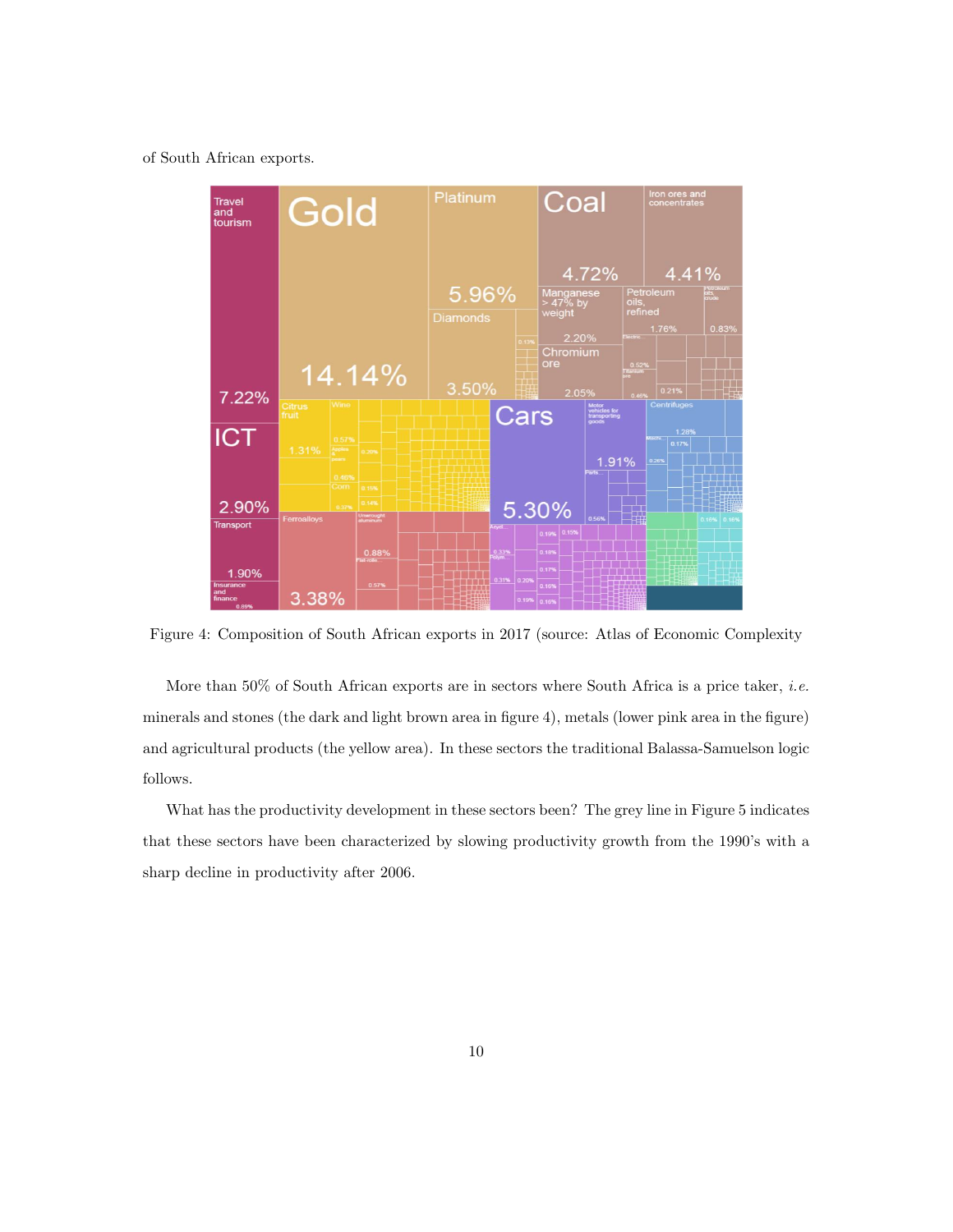of South African exports.

Figure 4: Composition of South African exports in 2017 (source: Atlas of Economic Complexity

More than 50% of South African exports are in sectors where South Africa is a price taker, *i.e.* minerals and stones (the dark and light brown area in figure 4), metals (lower pink area in the figure) and agricultural products (the yellow area). In these sectors the traditional Balassa-Samuelson logic follows.

What has the productivity development in these sectors been? The grey line in Figure 5 indicates that these sectors have been characterized by slowing productivity growth from the 1990's with a sharp decline in productivity after 2006.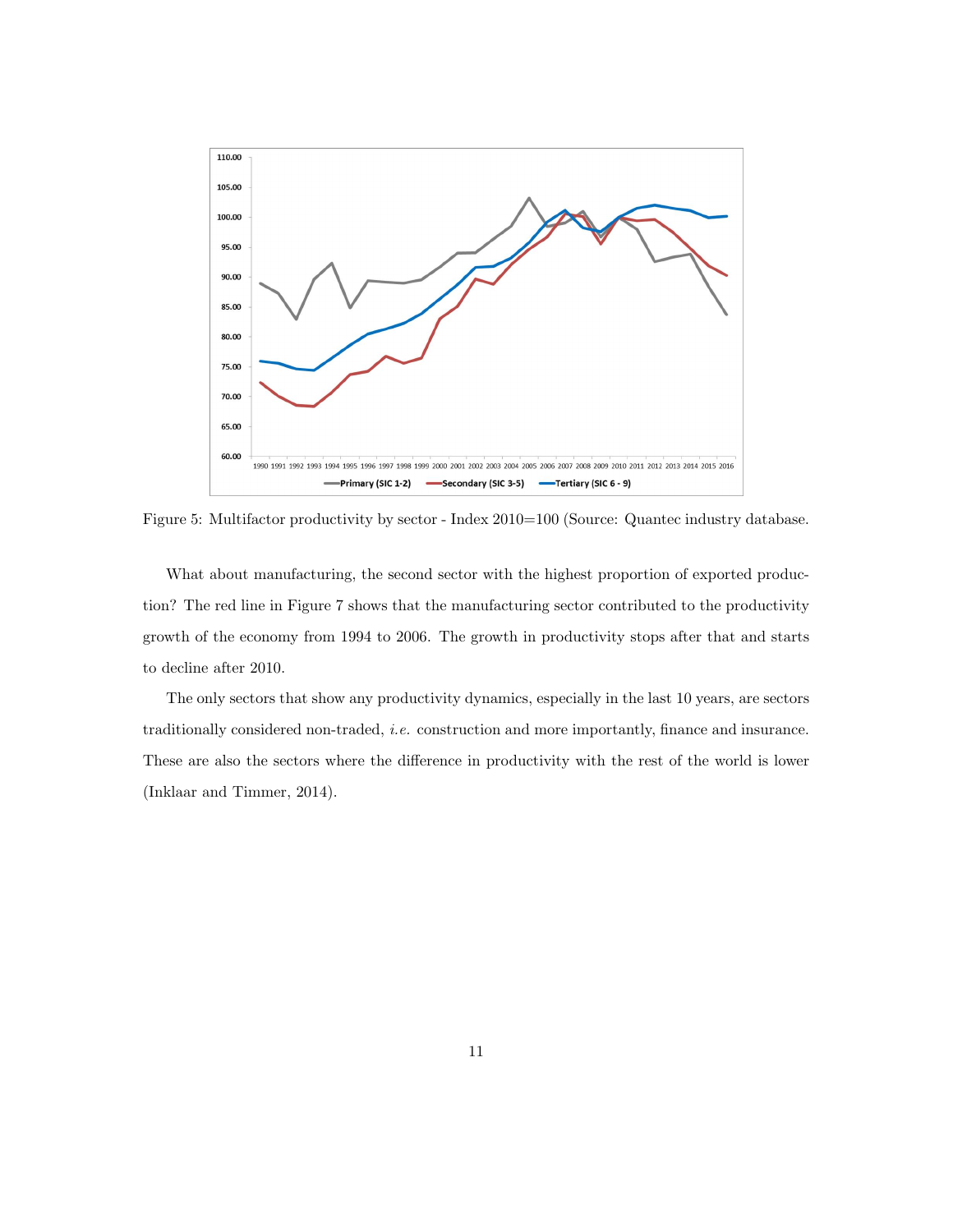Figure 5: Multifactor productivity by sector - Index 2010=100 (Source: Quantec industry database.

What about manufacturing, the second sector with the highest proportion of exported production? The red line in Figure 7 shows that the manufacturing sector contributed to the productivity growth of the economy from 1994 to 2006. The growth in productivity stops after that and starts to decline after 2010.

The only sectors that show any productivity dynamics, especially in the last 10 years, are sectors traditionally considered non-traded, *i.e.* construction and more importantly, finance and insurance. These are also the sectors where the difference in productivity with the rest of the world is lower (Inklaar and Timmer, 2014).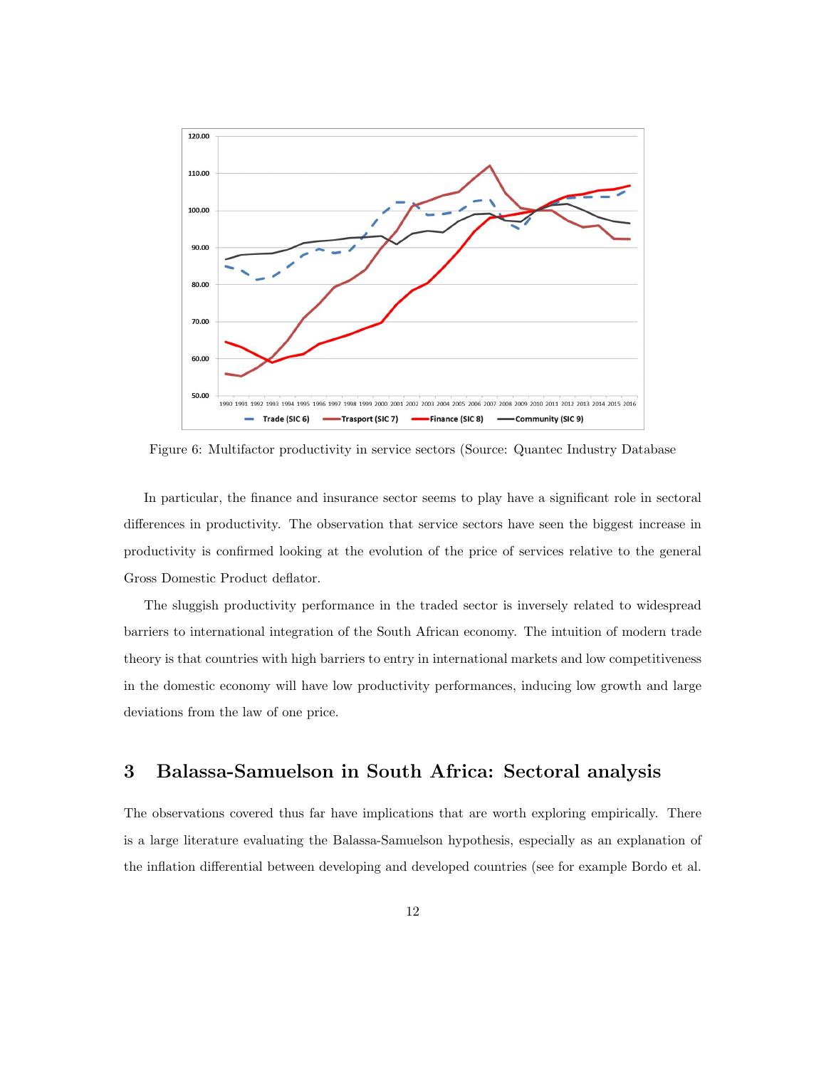Figure 6: Multifactor productivity in service sectors (Source: Quantec Industry Database

In particular, the finance and insurance sector seems to play have a significant role in sectoral differences in productivity. The observation that service sectors have seen the biggest increase in productivity is confirmed looking at the evolution of the price of services relative to the general Gross Domestic Product deflator.

The sluggish productivity performance in the traded sector is inversely related to widespread barriers to international integration of the South African economy. The intuition of modern trade theory is that countries with high barriers to entry in international markets and low competitiveness in the domestic economy will have low productivity performances, inducing low growth and large deviations from the law of one price.

## 3 Balassa-Samuelson in South Africa: Sectoral analysis

The observations covered thus far have implications that are worth exploring empirically. There is a large literature evaluating the Balassa-Samuelson hypothesis, especially as an explanation of the inflation differential between developing and developed countries (see for example Bordo et al.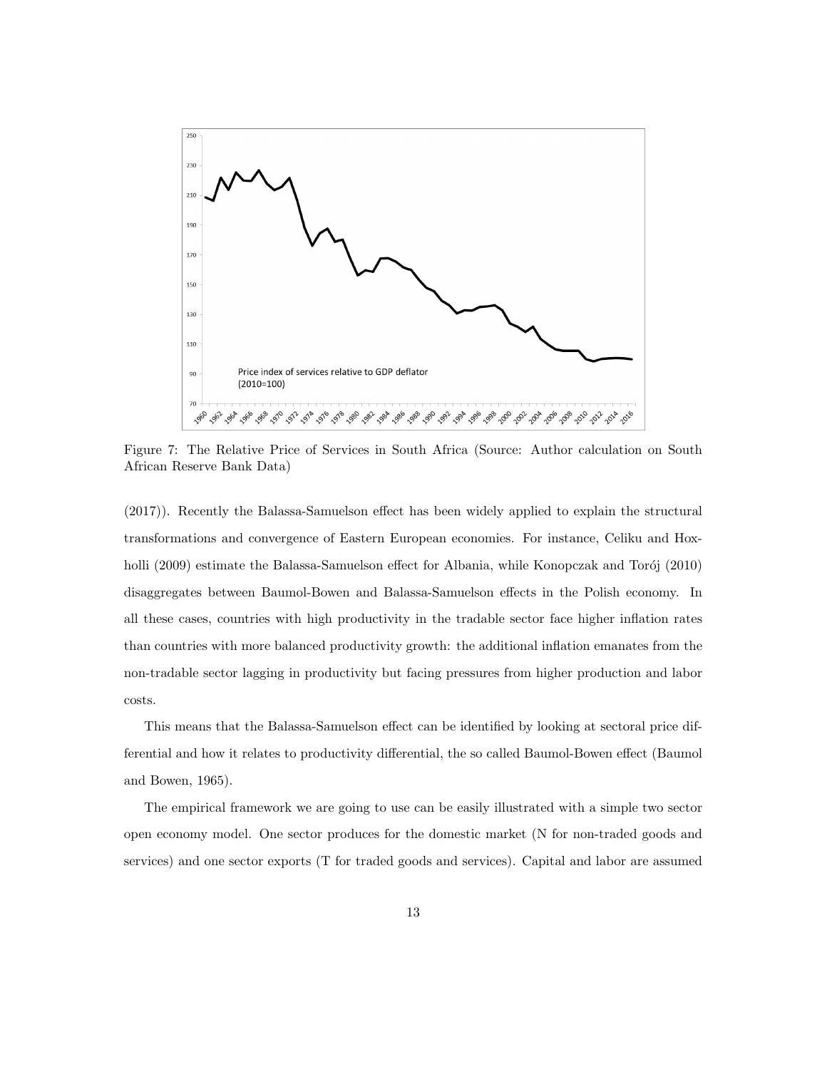Figure 7: The Relative Price of Services in South Africa (Source: Author calculation on South African Reserve Bank Data)

(2017)). Recently the Balassa-Samuelson effect has been widely applied to explain the structural transformations and convergence of Eastern European economies. For instance, Celiku and Hoxholli (2009) estimate the Balassa-Samuelson effect for Albania, while Konopczak and Torój (2010) disaggregates between Baumol-Bowen and Balassa-Samuelson effects in the Polish economy. In all these cases, countries with high productivity in the tradable sector face higher inflation rates than countries with more balanced productivity growth: the additional inflation emanates from the non-tradable sector lagging in productivity but facing pressures from higher production and labor costs.

This means that the Balassa-Samuelson effect can be identified by looking at sectoral price differential and how it relates to productivity differential, the so called Baumol-Bowen effect (Baumol and Bowen, 1965).

The empirical framework we are going to use can be easily illustrated with a simple two sector open economy model. One sector produces for the domestic market (N for non-traded goods and services) and one sector exports (T for traded goods and services). Capital and labor are assumed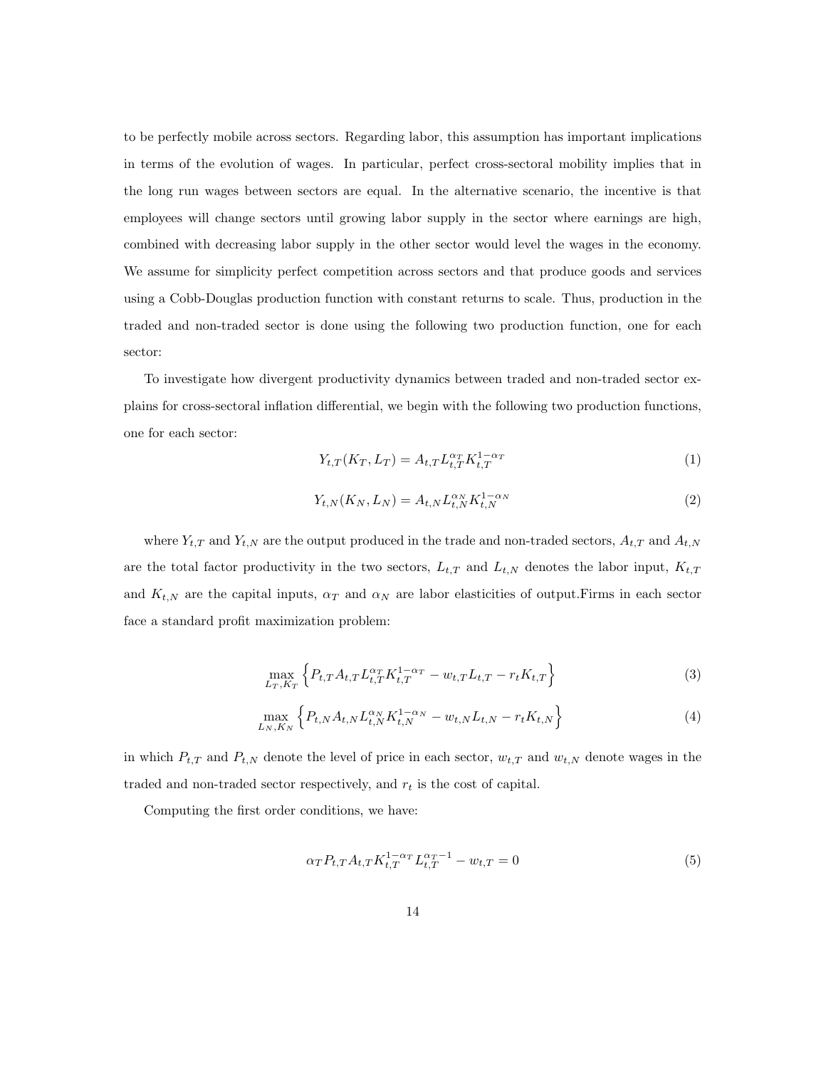to be perfectly mobile across sectors. Regarding labor, this assumption has important implications in terms of the evolution of wages. In particular, perfect cross-sectoral mobility implies that in the long run wages between sectors are equal. In the alternative scenario, the incentive is that employees will change sectors until growing labor supply in the sector where earnings are high, combined with decreasing labor supply in the other sector would level the wages in the economy. We assume for simplicity perfect competition across sectors and that produce goods and services using a Cobb-Douglas production function with constant returns to scale. Thus, production in the traded and non-traded sector is done using the following two production function, one for each sector:

To investigate how divergent productivity dynamics between traded and non-traded sector explains for cross-sectoral inflation differential, we begin with the following two production functions, one for each sector:

$$Y_{t,T}(K_T, L_T) = A_{t,T} L_{t,T}^{\alpha_T} K_{t,T}^{1-\alpha_T} \tag{1}$$

$$Y_{t,N}(K_N, L_N) = A_{t,N} L_{t,N}^{\alpha_N} K_{t,N}^{1-\alpha_N} \tag{2}$$

where $Y_{t,T}$ and $Y_{t,N}$ are the output produced in the trade and non-traded sectors, $A_{t,T}$ and $A_{t,N}$ are the total factor productivity in the two sectors, $L_{t,T}$ and $L_{t,N}$ denotes the labor input, $K_{t,T}$ and $K_{t,N}$ are the capital inputs, $\alpha_T$ and $\alpha_N$ are labor elasticities of output.Firms in each sector face a standard profit maximization problem:

$$\max_{L_T, K_T} \left\{ P_{t,T} A_{t,T} L_{t,T}^{\alpha_T} K_{t,T}^{1-\alpha_T} - w_{t,T} L_{t,T} - r_t K_{t,T} \right\} \tag{3}$$

$$\max_{L_N, K_N} \left\{ P_{t,N} A_{t,N} L_{t,N}^{\alpha_N} K_{t,N}^{1-\alpha_N} - w_{t,N} L_{t,N} - r_t K_{t,N} \right\} \tag{4}$$

in which $P_{t,T}$ and $P_{t,N}$ denote the level of price in each sector, $w_{t,T}$ and $w_{t,N}$ denote wages in the traded and non-traded sector respectively, and $r_t$ is the cost of capital.

Computing the first order conditions, we have:

$$\alpha_T P_{t,T} A_{t,T} K_{t,T}^{1-\alpha_T} L_{t,T}^{\alpha_T - 1} - w_{t,T} = 0 \tag{5}$$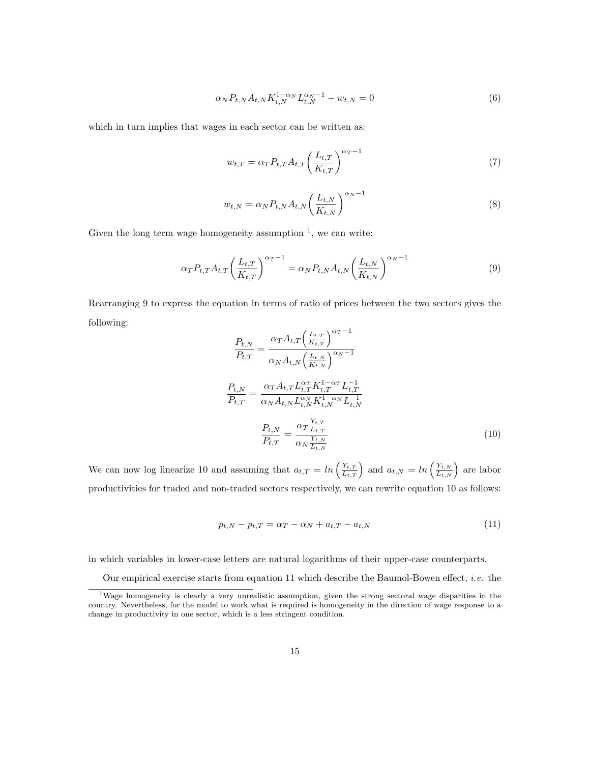$$\alpha_N P_{t,N} A_{t,N} K_{t,N}^{1-\alpha_N} L_{t,N}^{\alpha_N - 1} - w_{t,N} = 0 \tag{6}$$

which in turn implies that wages in each sector can be written as:

$$w_{t,T} = \alpha_T P_{t,T} A_{t,T} \left( \frac{L_{t,T}}{K_{t,T}} \right)^{\alpha_T - 1} \tag{7}$$

$$w_{t,N} = \alpha_N P_{t,N} A_{t,N} \left( \frac{L_{t,N}}{K_{t,N}} \right)^{\alpha_N - 1} \tag{8}$$

Given the long term wage homogeneity assumption [1], we can write:

$$\alpha_T P_{t,T} A_{t,T} \left( \frac{L_{t,T}}{K_{t,T}} \right)^{\alpha_T - 1} = \alpha_N P_{t,N} A_{t,N} \left( \frac{L_{t,N}}{K_{t,N}} \right)^{\alpha_N - 1} \tag{9}$$

Rearranging 9 to express the equation in terms of ratio of prices between the two sectors gives the following:

$$\frac{P_{t,N}}{P_{t,T}} = \frac{\alpha_T A_{t,T} \left( \frac{L_{t,T}}{K_{t,T}} \right)^{\alpha_T - 1}}{\alpha_N A_{t,N} \left( \frac{L_{t,N}}{K_{t,N}} \right)^{\alpha_N - 1}}$$

$$\frac{P_{t,N}}{P_{t,T}} = \frac{\alpha_T A_{t,T} L_{t,T}^{\alpha_T} K_{t,T}^{1-\alpha_T} L_{t,T}^{-1}}{\alpha_N A_{t,N} L_{t,N}^{\alpha_N} K_{t,N}^{1-\alpha_N} L_{t,N}^{-1}}$$

$$\frac{P_{t,N}}{P_{t,T}} = \frac{\alpha_T \frac{Y_{t,T}}{L_{t,T}}}{\alpha_N \frac{Y_{t,N}}{L_{t,N}}} \tag{10}$$

We can now log linearize 10 and assuming that $a_{t,T} = ln\left(\frac{Y_{t,T}}{L_{t,T}}\right)$ and $a_{t,N} = ln\left(\frac{Y_{t,N}}{L_{t,N}}\right)$ are labor productivities for traded and non-traded sectors respectively, we can rewrite equation 10 as follows:

$$p_{t,N} - p_{t,T} = \alpha_T - \alpha_N + a_{t,T} - a_{t,N} \tag{11}$$

in which variables in lower-case letters are natural logarithms of their upper-case counterparts.

Our empirical exercise starts from equation 11 which describe the Baumol-Bowen effect, *i.e.* the

[1] Wage homogeneity is clearly a very unrealistic assumption, given the strong sectoral wage disparities in the country. Nevertheless, for the model to work what is required is homogeneity in the direction of wage response to a change in productivity in one sector, which is a less stringent condition.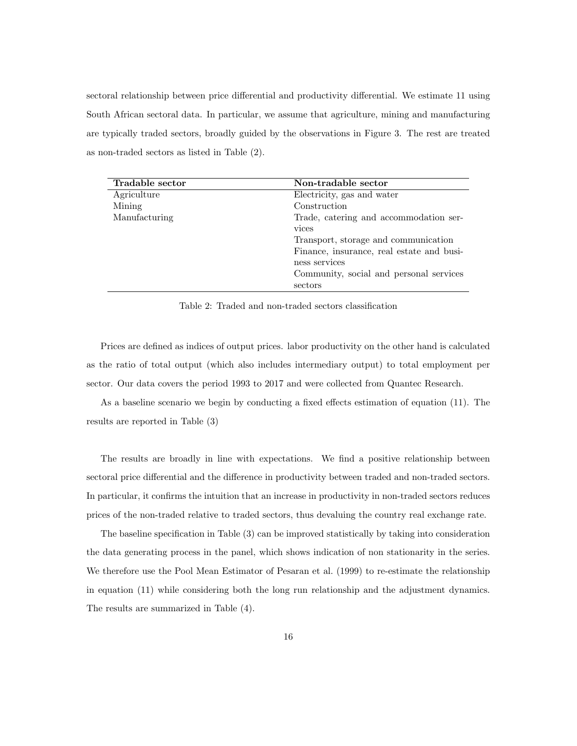sectoral relationship between price differential and productivity differential. We estimate 11 using South African sectoral data. In particular, we assume that agriculture, mining and manufacturing are typically traded sectors, broadly guided by the observations in Figure 3. The rest are treated as non-traded sectors as listed in Table (2).

| **Tradable sector** | **Non-tradable sector** |
|---|---|
| Agriculture | Electricity, gas and water |
| Mining | Construction |
| Manufacturing | Trade, catering and accommodation services |
| | Transport, storage and communication |
| | Finance, insurance, real estate and business services |
| | Community, social and personal services sectors |

Table 2: Traded and non-traded sectors classification

Prices are defined as indices of output prices. labor productivity on the other hand is calculated as the ratio of total output (which also includes intermediary output) to total employment per sector. Our data covers the period 1993 to 2017 and were collected from Quantec Research.

As a baseline scenario we begin by conducting a fixed effects estimation of equation (11). The results are reported in Table (3)

The results are broadly in line with expectations. We find a positive relationship between sectoral price differential and the difference in productivity between traded and non-traded sectors. In particular, it confirms the intuition that an increase in productivity in non-traded sectors reduces prices of the non-traded relative to traded sectors, thus devaluing the country real exchange rate.

The baseline specification in Table (3) can be improved statistically by taking into consideration the data generating process in the panel, which shows indication of non stationarity in the series. We therefore use the Pool Mean Estimator of Pesaran et al. (1999) to re-estimate the relationship in equation (11) while considering both the long run relationship and the adjustment dynamics. The results are summarized in Table (4).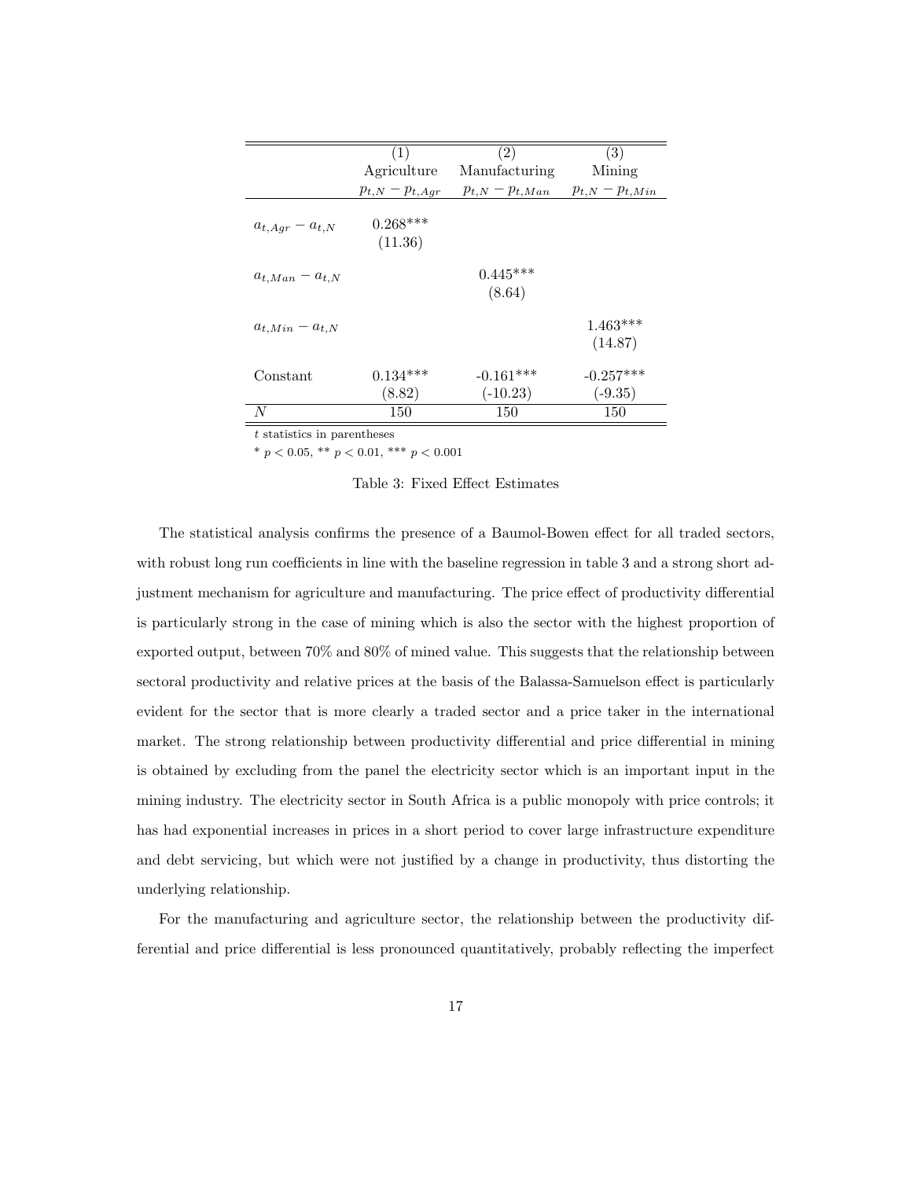|  | (1) | (2) | (3) |
|---|---|---|---|
|  | Agriculture | Manufacturing | Mining |
|  | $p_{t,N} - p_{t,Agr}$ | $p_{t,N} - p_{t,Man}$ | $p_{t,N} - p_{t,Min}$ |
| $a_{t,Agr} - a_{t,N}$ | 0.268*** |  |  |
|  | (11.36) |  |  |
| $a_{t,Man} - a_{t,N}$ |  | 0.445*** |  |
|  |  | (8.64) |  |
| $a_{t,Min} - a_{t,N}$ |  |  | 1.463*** |
|  |  |  | (14.87) |
| Constant | 0.134*** | -0.161*** | -0.257*** |
|  | (8.82) | (-10.23) | (-9.35) |
| $N$ | 150 | 150 | 150 |

$t$ statistics in parentheses

* $p < 0.05$, ** $p < 0.01$, *** $p < 0.001$

Table 3: Fixed Effect Estimates

The statistical analysis confirms the presence of a Baumol-Bowen effect for all traded sectors, with robust long run coefficients in line with the baseline regression in table 3 and a strong short adjustment mechanism for agriculture and manufacturing. The price effect of productivity differential is particularly strong in the case of mining which is also the sector with the highest proportion of exported output, between 70% and 80% of mined value. This suggests that the relationship between sectoral productivity and relative prices at the basis of the Balassa-Samuelson effect is particularly evident for the sector that is more clearly a traded sector and a price taker in the international market. The strong relationship between productivity differential and price differential in mining is obtained by excluding from the panel the electricity sector which is an important input in the mining industry. The electricity sector in South Africa is a public monopoly with price controls; it has had exponential increases in prices in a short period to cover large infrastructure expenditure and debt servicing, but which were not justified by a change in productivity, thus distorting the underlying relationship.

For the manufacturing and agriculture sector, the relationship between the productivity differential and price differential is less pronounced quantitatively, probably reflecting the imperfect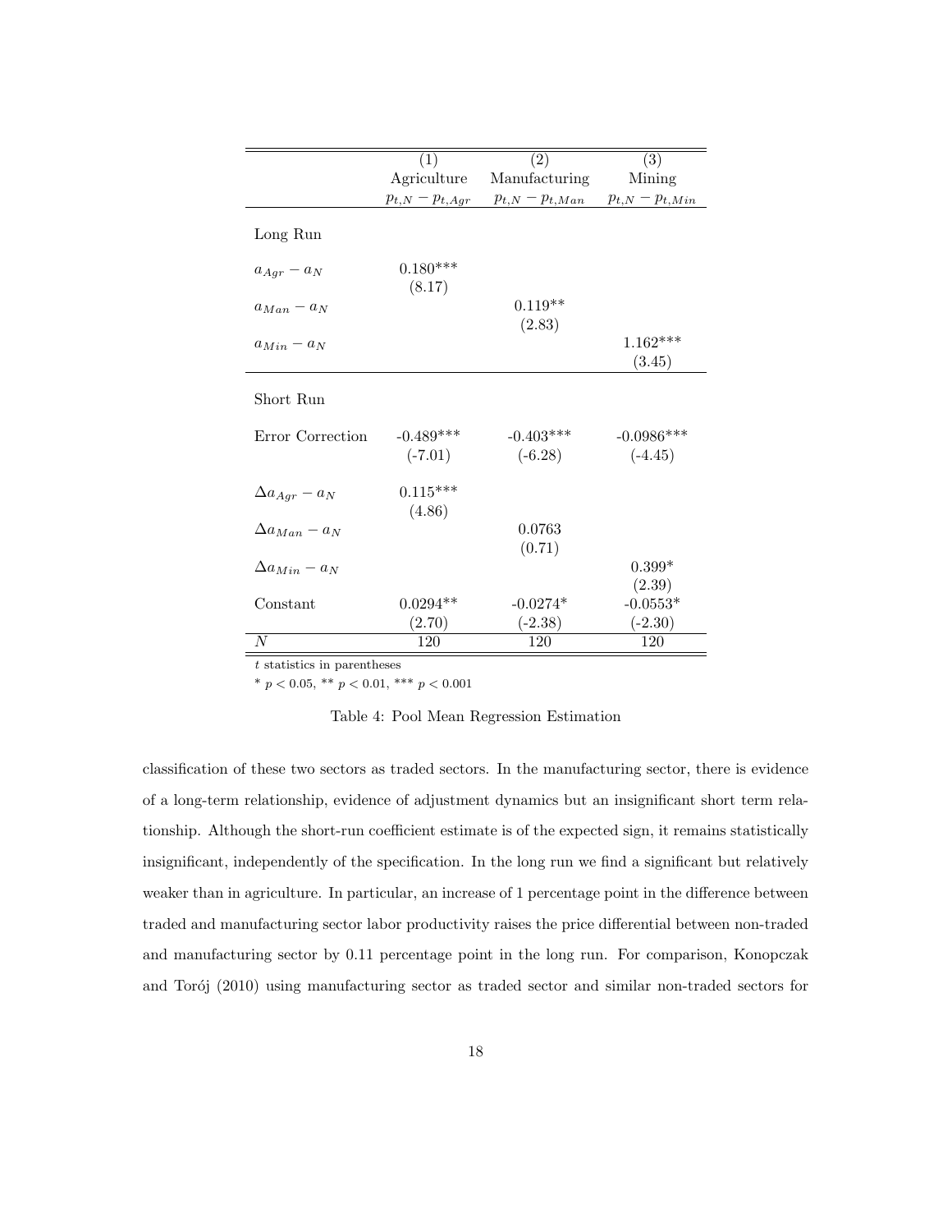|  | (1) | (2) | (3) |
|---|---|---|---|
|  | Agriculture | Manufacturing | Mining |
|  | $p_{t,N} - p_{t,Agr}$ | $p_{t,N} - p_{t,Man}$ | $p_{t,N} - p_{t,Min}$ |
| Long Run |  |  |  |
| $a_{Agr} - a_N$ | 0.180*** |  |  |
|  | (8.17) |  |  |
| $a_{Man} - a_N$ |  | 0.119** |  |
|  |  | (2.83) |  |
| $a_{Min} - a_N$ |  |  | 1.162*** |
|  |  |  | (3.45) |
| Short Run |  |  |  |
| Error Correction | -0.489*** | -0.403*** | -0.0986*** |
|  | (-7.01) | (-6.28) | (-4.45) |
| $\Delta a_{Agr} - a_N$ | 0.115*** |  |  |
|  | (4.86) |  |  |
| $\Delta a_{Man} - a_N$ |  | 0.0763 |  |
|  |  | (0.71) |  |
| $\Delta a_{Min} - a_N$ |  |  | 0.399* |
|  |  |  | (2.39) |
| Constant | 0.0294** | -0.0274* | -0.0553* |
|  | (2.70) | (-2.38) | (-2.30) |
| $N$ | 120 | 120 | 120 |

$t$ statistics in parentheses

* $p < 0.05$, ** $p < 0.01$, *** $p < 0.001$

Table 4: Pool Mean Regression Estimation

classification of these two sectors as traded sectors. In the manufacturing sector, there is evidence of a long-term relationship, evidence of adjustment dynamics but an insignificant short term relationship. Although the short-run coefficient estimate is of the expected sign, it remains statistically insignificant, independently of the specification. In the long run we find a significant but relatively weaker than in agriculture. In particular, an increase of 1 percentage point in the difference between traded and manufacturing sector labor productivity raises the price differential between non-traded and manufacturing sector by 0.11 percentage point in the long run. For comparison, Konopczak and Torój (2010) using manufacturing sector as traded sector and similar non-traded sectors for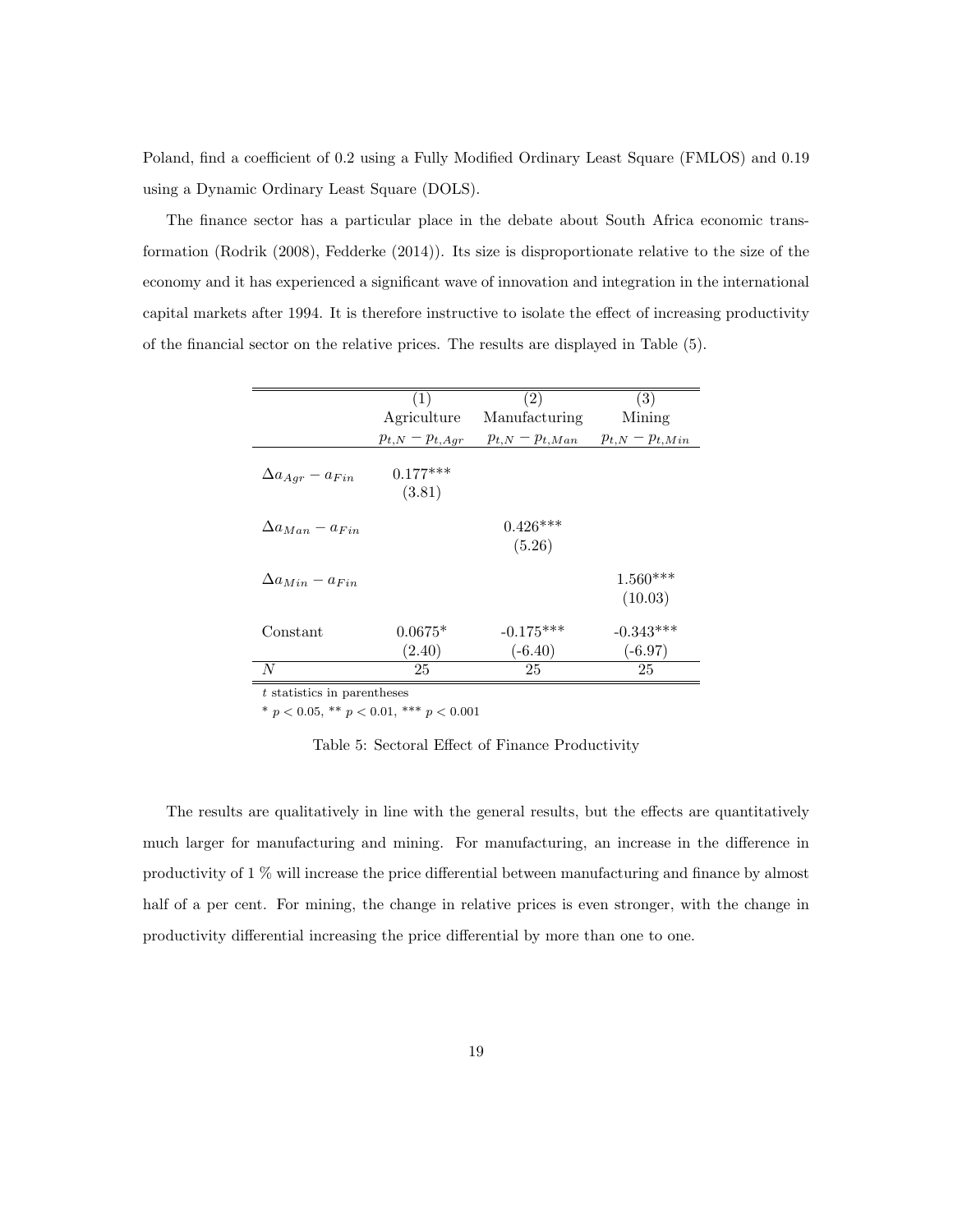Poland, find a coefficient of 0.2 using a Fully Modified Ordinary Least Square (FMLOS) and 0.19 using a Dynamic Ordinary Least Square (DOLS).

The finance sector has a particular place in the debate about South Africa economic transformation (Rodrik (2008), Fedderke (2014)). Its size is disproportionate relative to the size of the economy and it has experienced a significant wave of innovation and integration in the international capital markets after 1994. It is therefore instructive to isolate the effect of increasing productivity of the financial sector on the relative prices. The results are displayed in Table (5).

| | (1) | (2) | (3) |
|---|---|---|---|
| | Agriculture | Manufacturing | Mining |
| | $p_{t,N} - p_{t,Agr}$ | $p_{t,N} - p_{t,Man}$ | $p_{t,N} - p_{t,Min}$ |
| $\Delta a_{Agr} - a_{Fin}$ | 0.177*** | | |
| | (3.81) | | |
| $\Delta a_{Man} - a_{Fin}$ | | 0.426*** | |
| | | (5.26) | |
| $\Delta a_{Min} - a_{Fin}$ | | | 1.560*** |
| | | | (10.03) |
| Constant | 0.0675* | -0.175*** | -0.343*** |
| | (2.40) | (-6.40) | (-6.97) |
| $N$ | 25 | 25 | 25 |

$t$ statistics in parentheses

* $p < 0.05$, ** $p < 0.01$, *** $p < 0.001$

Table 5: Sectoral Effect of Finance Productivity

The results are qualitatively in line with the general results, but the effects are quantitatively much larger for manufacturing and mining. For manufacturing, an increase in the difference in productivity of 1 % will increase the price differential between manufacturing and finance by almost half of a per cent. For mining, the change in relative prices is even stronger, with the change in productivity differential increasing the price differential by more than one to one.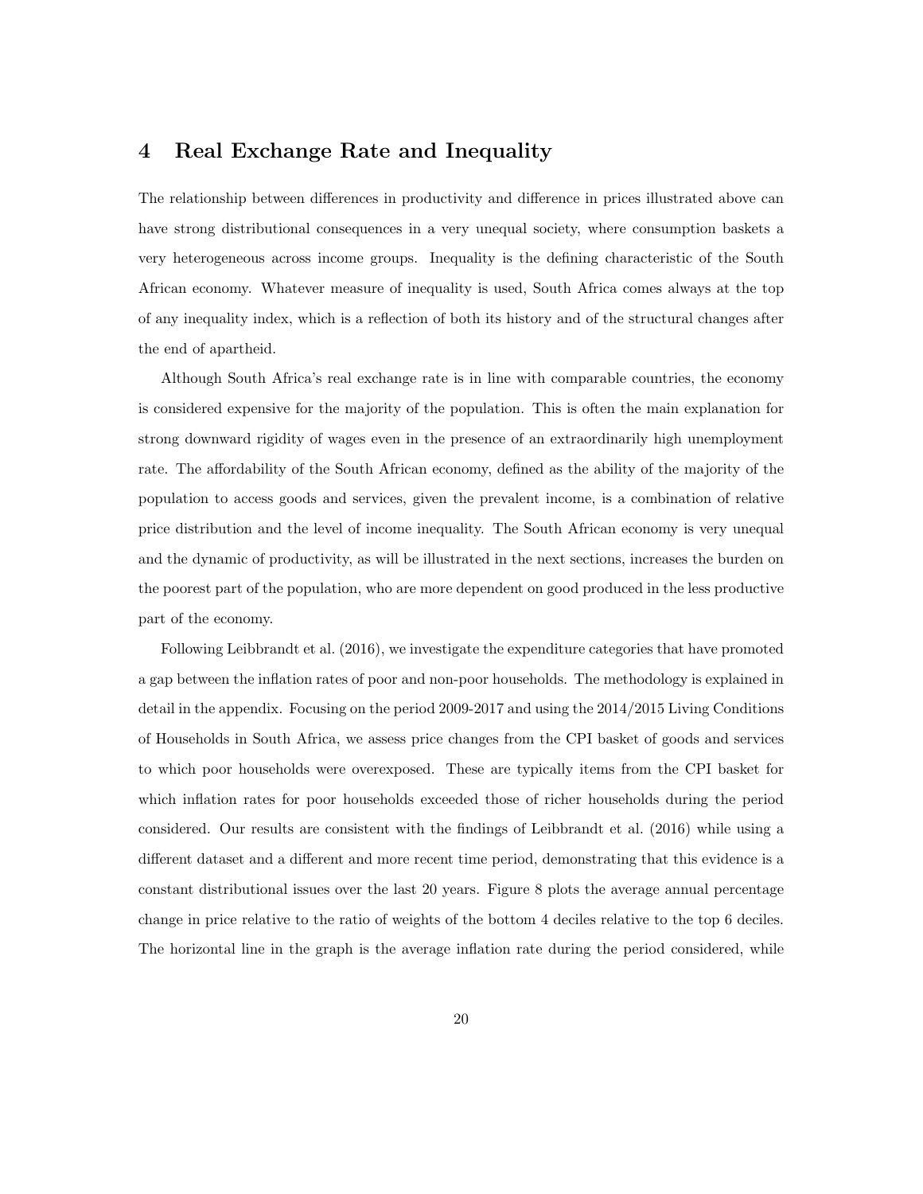# 4 Real Exchange Rate and Inequality

The relationship between differences in productivity and difference in prices illustrated above can have strong distributional consequences in a very unequal society, where consumption baskets a very heterogeneous across income groups. Inequality is the defining characteristic of the South African economy. Whatever measure of inequality is used, South Africa comes always at the top of any inequality index, which is a reflection of both its history and of the structural changes after the end of apartheid.

Although South Africa's real exchange rate is in line with comparable countries, the economy is considered expensive for the majority of the population. This is often the main explanation for strong downward rigidity of wages even in the presence of an extraordinarily high unemployment rate. The affordability of the South African economy, defined as the ability of the majority of the population to access goods and services, given the prevalent income, is a combination of relative price distribution and the level of income inequality. The South African economy is very unequal and the dynamic of productivity, as will be illustrated in the next sections, increases the burden on the poorest part of the population, who are more dependent on good produced in the less productive part of the economy.

Following Leibbrandt et al. (2016), we investigate the expenditure categories that have promoted a gap between the inflation rates of poor and non-poor households. The methodology is explained in detail in the appendix. Focusing on the period 2009-2017 and using the 2014/2015 Living Conditions of Households in South Africa, we assess price changes from the CPI basket of goods and services to which poor households were overexposed. These are typically items from the CPI basket for which inflation rates for poor households exceeded those of richer households during the period considered. Our results are consistent with the findings of Leibbrandt et al. (2016) while using a different dataset and a different and more recent time period, demonstrating that this evidence is a constant distributional issues over the last 20 years. Figure 8 plots the average annual percentage change in price relative to the ratio of weights of the bottom 4 deciles relative to the top 6 deciles. The horizontal line in the graph is the average inflation rate during the period considered, while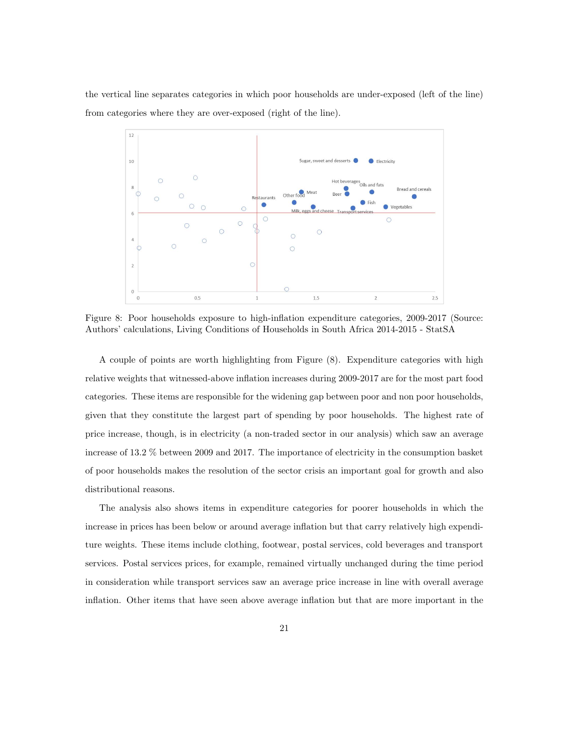the vertical line separates categories in which poor households are under-exposed (left of the line) from categories where they are over-exposed (right of the line).

Figure 8: Poor households exposure to high-inflation expenditure categories, 2009-2017 (Source: Authors' calculations, Living Conditions of Households in South Africa 2014-2015 - StatSA

A couple of points are worth highlighting from Figure (8). Expenditure categories with high relative weights that witnessed-above inflation increases during 2009-2017 are for the most part food categories. These items are responsible for the widening gap between poor and non poor households, given that they constitute the largest part of spending by poor households. The highest rate of price increase, though, is in electricity (a non-traded sector in our analysis) which saw an average increase of 13.2 % between 2009 and 2017. The importance of electricity in the consumption basket of poor households makes the resolution of the sector crisis an important goal for growth and also distributional reasons.

The analysis also shows items in expenditure categories for poorer households in which the increase in prices has been below or around average inflation but that carry relatively high expenditure weights. These items include clothing, footwear, postal services, cold beverages and transport services. Postal services prices, for example, remained virtually unchanged during the time period in consideration while transport services saw an average price increase in line with overall average inflation. Other items that have seen above average inflation but that are more important in the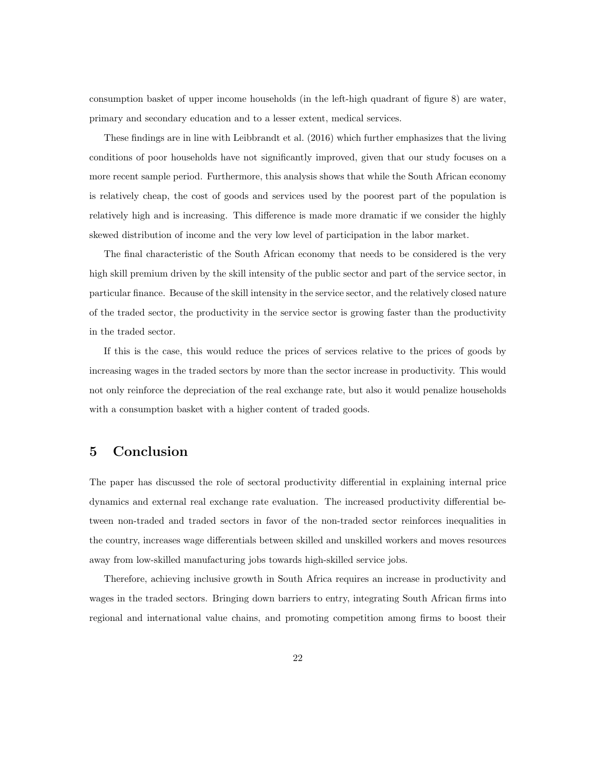consumption basket of upper income households (in the left-high quadrant of figure 8) are water, primary and secondary education and to a lesser extent, medical services.

These findings are in line with Leibbrandt et al. (2016) which further emphasizes that the living conditions of poor households have not significantly improved, given that our study focuses on a more recent sample period. Furthermore, this analysis shows that while the South African economy is relatively cheap, the cost of goods and services used by the poorest part of the population is relatively high and is increasing. This difference is made more dramatic if we consider the highly skewed distribution of income and the very low level of participation in the labor market.

The final characteristic of the South African economy that needs to be considered is the very high skill premium driven by the skill intensity of the public sector and part of the service sector, in particular finance. Because of the skill intensity in the service sector, and the relatively closed nature of the traded sector, the productivity in the service sector is growing faster than the productivity in the traded sector.

If this is the case, this would reduce the prices of services relative to the prices of goods by increasing wages in the traded sectors by more than the sector increase in productivity. This would not only reinforce the depreciation of the real exchange rate, but also it would penalize households with a consumption basket with a higher content of traded goods.

# 5 Conclusion

The paper has discussed the role of sectoral productivity differential in explaining internal price dynamics and external real exchange rate evaluation. The increased productivity differential between non-traded and traded sectors in favor of the non-traded sector reinforces inequalities in the country, increases wage differentials between skilled and unskilled workers and moves resources away from low-skilled manufacturing jobs towards high-skilled service jobs.

Therefore, achieving inclusive growth in South Africa requires an increase in productivity and wages in the traded sectors. Bringing down barriers to entry, integrating South African firms into regional and international value chains, and promoting competition among firms to boost their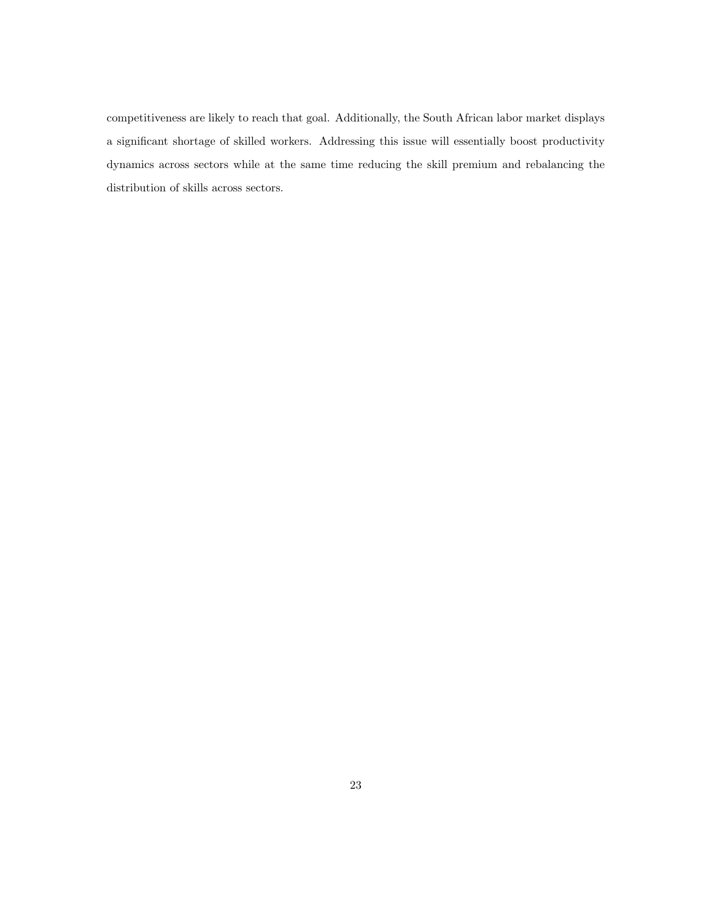competitiveness are likely to reach that goal. Additionally, the South African labor market displays a significant shortage of skilled workers. Addressing this issue will essentially boost productivity dynamics across sectors while at the same time reducing the skill premium and rebalancing the distribution of skills across sectors.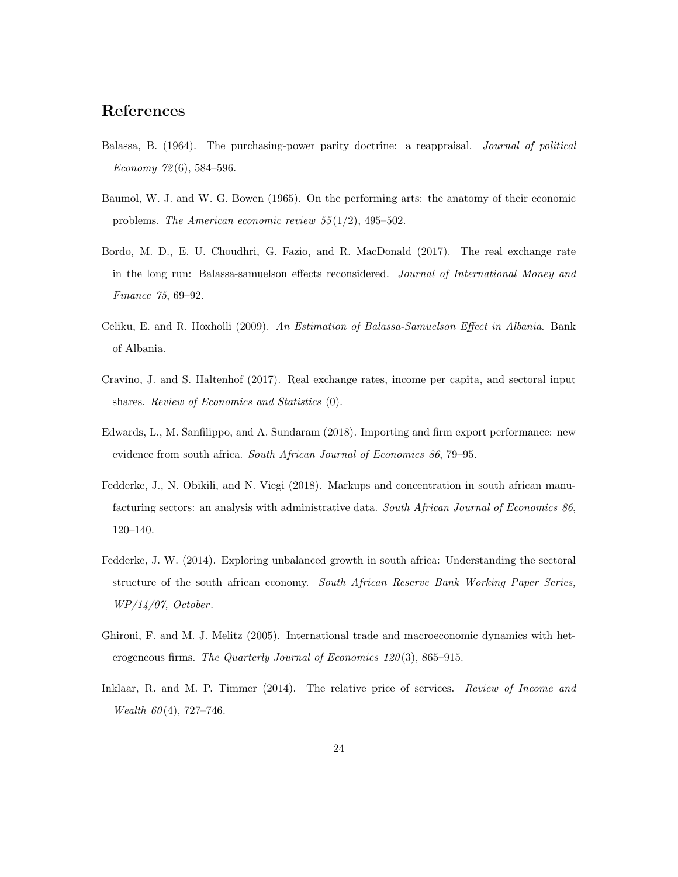## References

Balassa, B. (1964). The purchasing-power parity doctrine: a reappraisal. *Journal of political Economy 72*(6), 584–596.

Baumol, W. J. and W. G. Bowen (1965). On the performing arts: the anatomy of their economic problems. *The American economic review 55*(1/2), 495–502.

Bordo, M. D., E. U. Choudhri, G. Fazio, and R. MacDonald (2017). The real exchange rate in the long run: Balassa-samuelson effects reconsidered. *Journal of International Money and Finance 75*, 69–92.

Celiku, E. and R. Hoxholli (2009). *An Estimation of Balassa-Samuelson Effect in Albania*. Bank of Albania.

Cravino, J. and S. Haltenhof (2017). Real exchange rates, income per capita, and sectoral input shares. *Review of Economics and Statistics* (0).

Edwards, L., M. Sanfilippo, and A. Sundaram (2018). Importing and firm export performance: new evidence from south africa. *South African Journal of Economics 86*, 79–95.

Fedderke, J., N. Obikili, and N. Viegi (2018). Markups and concentration in south african manufacturing sectors: an analysis with administrative data. *South African Journal of Economics 86*, 120–140.

Fedderke, J. W. (2014). Exploring unbalanced growth in south africa: Understanding the sectoral structure of the south african economy. *South African Reserve Bank Working Paper Series, WP/14/07, October*.

Ghironi, F. and M. J. Melitz (2005). International trade and macroeconomic dynamics with heterogeneous firms. *The Quarterly Journal of Economics 120*(3), 865–915.

Inklaar, R. and M. P. Timmer (2014). The relative price of services. *Review of Income and Wealth 60*(4), 727–746.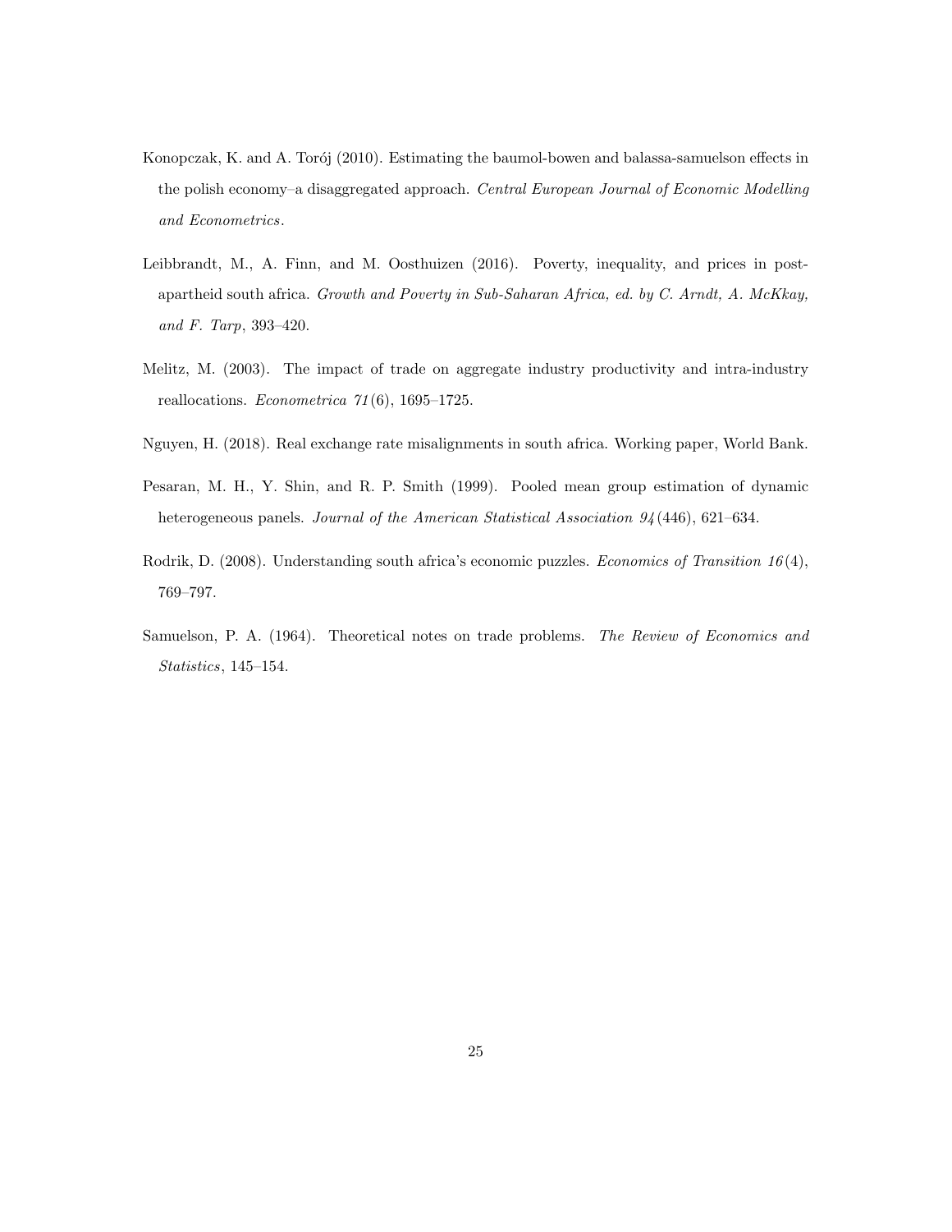Konopczak, K. and A. Torój (2010). Estimating the baumol-bowen and balassa-samuelson effects in the polish economy–a disaggregated approach. *Central European Journal of Economic Modelling and Econometrics*.

Leibbrandt, M., A. Finn, and M. Oosthuizen (2016). Poverty, inequality, and prices in post-apartheid south africa. *Growth and Poverty in Sub-Saharan Africa, ed. by C. Arndt, A. McKkay, and F. Tarp*, 393–420.

Melitz, M. (2003). The impact of trade on aggregate industry productivity and intra-industry reallocations. *Econometrica 71*(6), 1695–1725.

Nguyen, H. (2018). Real exchange rate misalignments in south africa. Working paper, World Bank.

Pesaran, M. H., Y. Shin, and R. P. Smith (1999). Pooled mean group estimation of dynamic heterogeneous panels. *Journal of the American Statistical Association 94*(446), 621–634.

Rodrik, D. (2008). Understanding south africa's economic puzzles. *Economics of Transition 16*(4), 769–797.

Samuelson, P. A. (1964). Theoretical notes on trade problems. *The Review of Economics and Statistics*, 145–154.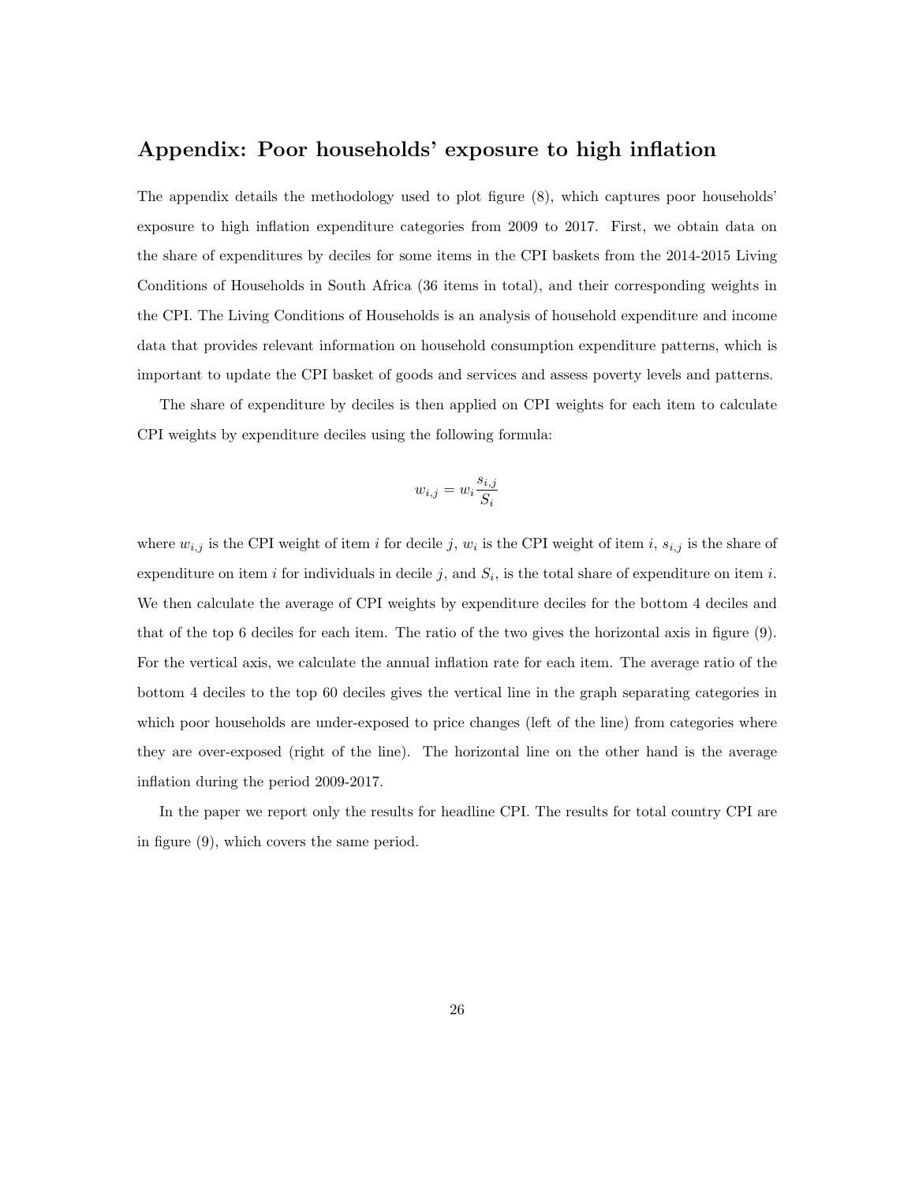## Appendix: Poor households' exposure to high inflation

The appendix details the methodology used to plot figure (8), which captures poor households' exposure to high inflation expenditure categories from 2009 to 2017. First, we obtain data on the share of expenditures by deciles for some items in the CPI baskets from the 2014-2015 Living Conditions of Households in South Africa (36 items in total), and their corresponding weights in the CPI. The Living Conditions of Households is an analysis of household expenditure and income data that provides relevant information on household consumption expenditure patterns, which is important to update the CPI basket of goods and services and assess poverty levels and patterns.

The share of expenditure by deciles is then applied on CPI weights for each item to calculate CPI weights by expenditure deciles using the following formula:

$$w_{i,j} = w_i \frac{s_{i,j}}{S_i}$$

where $w_{i,j}$ is the CPI weight of item $i$ for decile $j$, $w_i$ is the CPI weight of item $i$, $s_{i,j}$ is the share of expenditure on item $i$ for individuals in decile $j$, and $S_i$, is the total share of expenditure on item $i$. We then calculate the average of CPI weights by expenditure deciles for the bottom 4 deciles and that of the top 6 deciles for each item. The ratio of the two gives the horizontal axis in figure (9). For the vertical axis, we calculate the annual inflation rate for each item. The average ratio of the bottom 4 deciles to the top 60 deciles gives the vertical line in the graph separating categories in which poor households are under-exposed to price changes (left of the line) from categories where they are over-exposed (right of the line). The horizontal line on the other hand is the average inflation during the period 2009-2017.

In the paper we report only the results for headline CPI. The results for total country CPI are in figure (9), which covers the same period.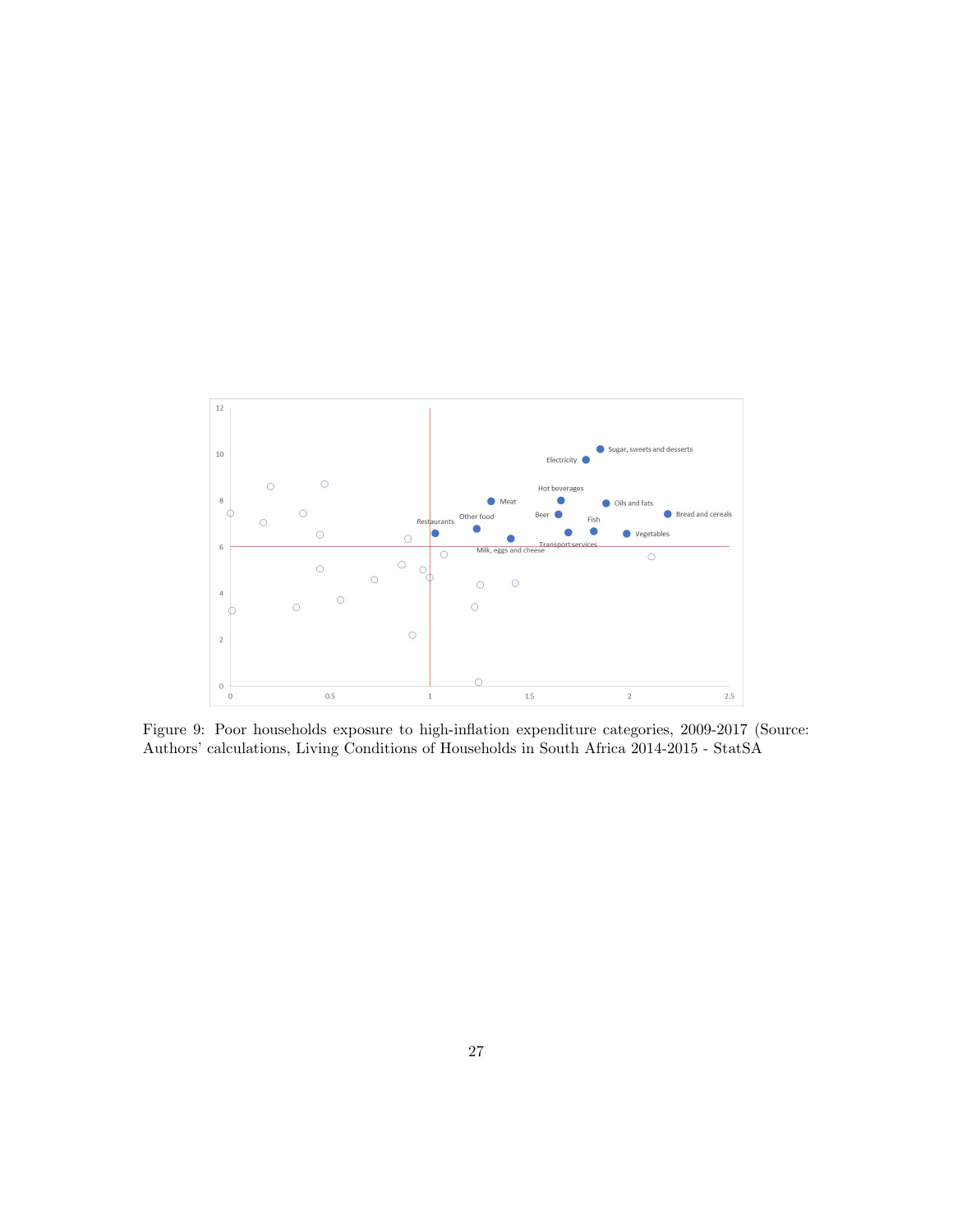12
10
8
6
4
2
0
0
0.5
1
1.5
2
2.5

Sugar, sweets and desserts
Electricity
Hot beverages
Meat
Oils and fats
Other food
Beer
Bread and cereals
Restaurants
Fish
Vegetables
Transport services
Milk, eggs and cheese

Figure 9: Poor households exposure to high-inflation expenditure categories, 2009-2017 (Source: Authors' calculations, Living Conditions of Households in South Africa 2014-2015 - StatSA